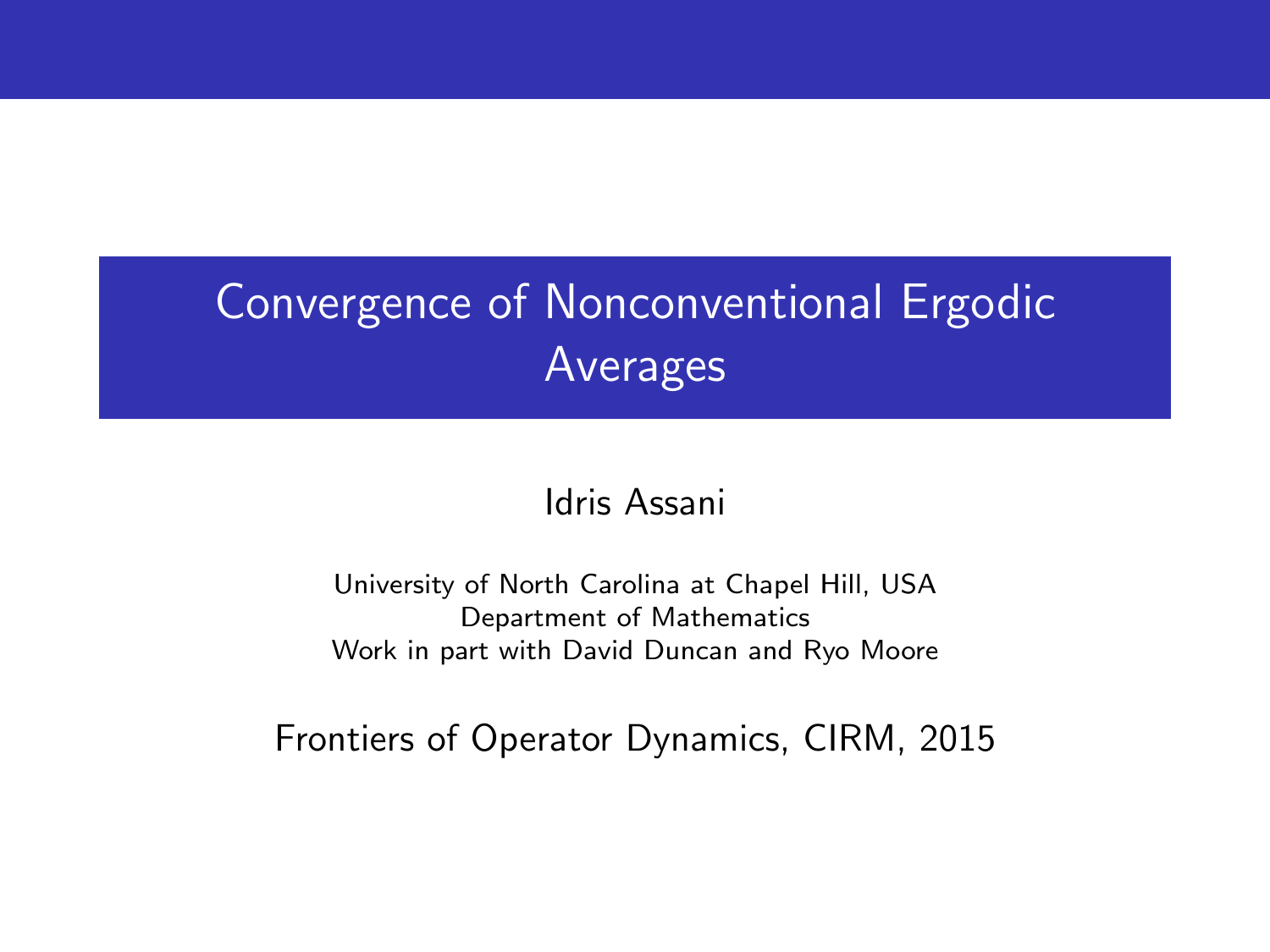# Convergence of Nonconventional Ergodic Averages

Idris Assani

University of North Carolina at Chapel Hill, USA
Department of Mathematics
Work in part with David Duncan and Ryo Moore

Frontiers of Operator Dynamics, CIRM, 2015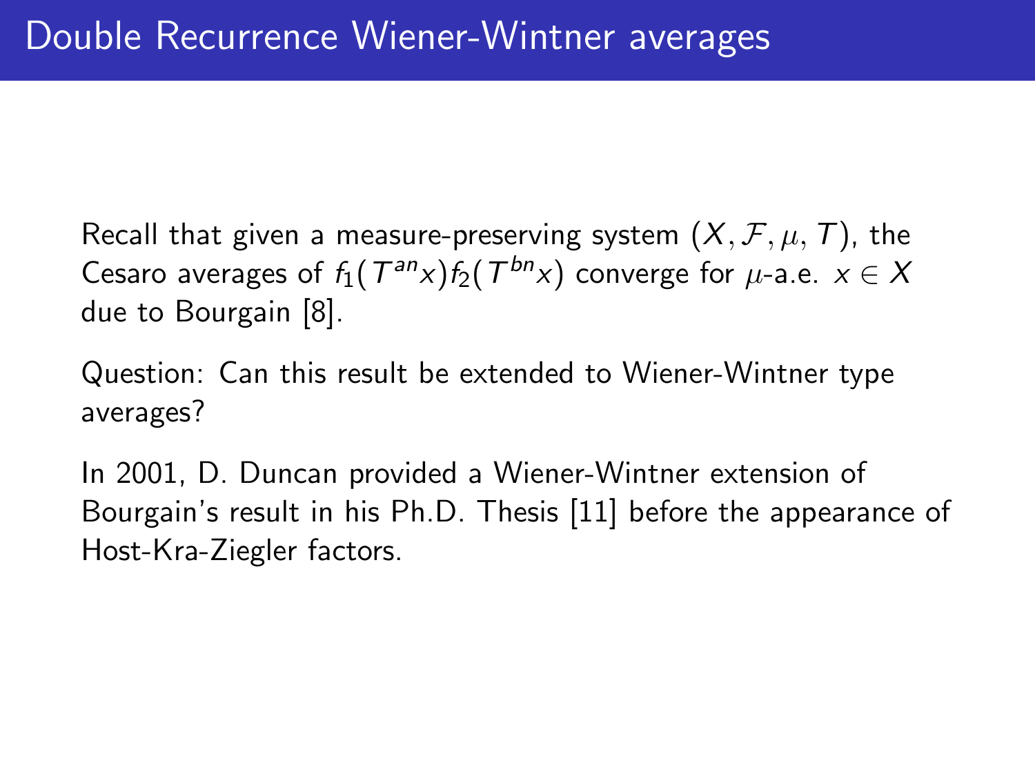# Double Recurrence Wiener-Wintner averages

Recall that given a measure-preserving system $(X, \mathcal{F}, \mu, T)$, the Cesaro averages of $f_1(T^{an}x)f_2(T^{bn}x)$ converge for $\mu$-a.e. $x \in X$ due to Bourgain [8].

Question: Can this result be extended to Wiener-Wintner type averages?

In 2001, D. Duncan provided a Wiener-Wintner extension of Bourgain's result in his Ph.D. Thesis [11] before the appearance of Host-Kra-Ziegler factors.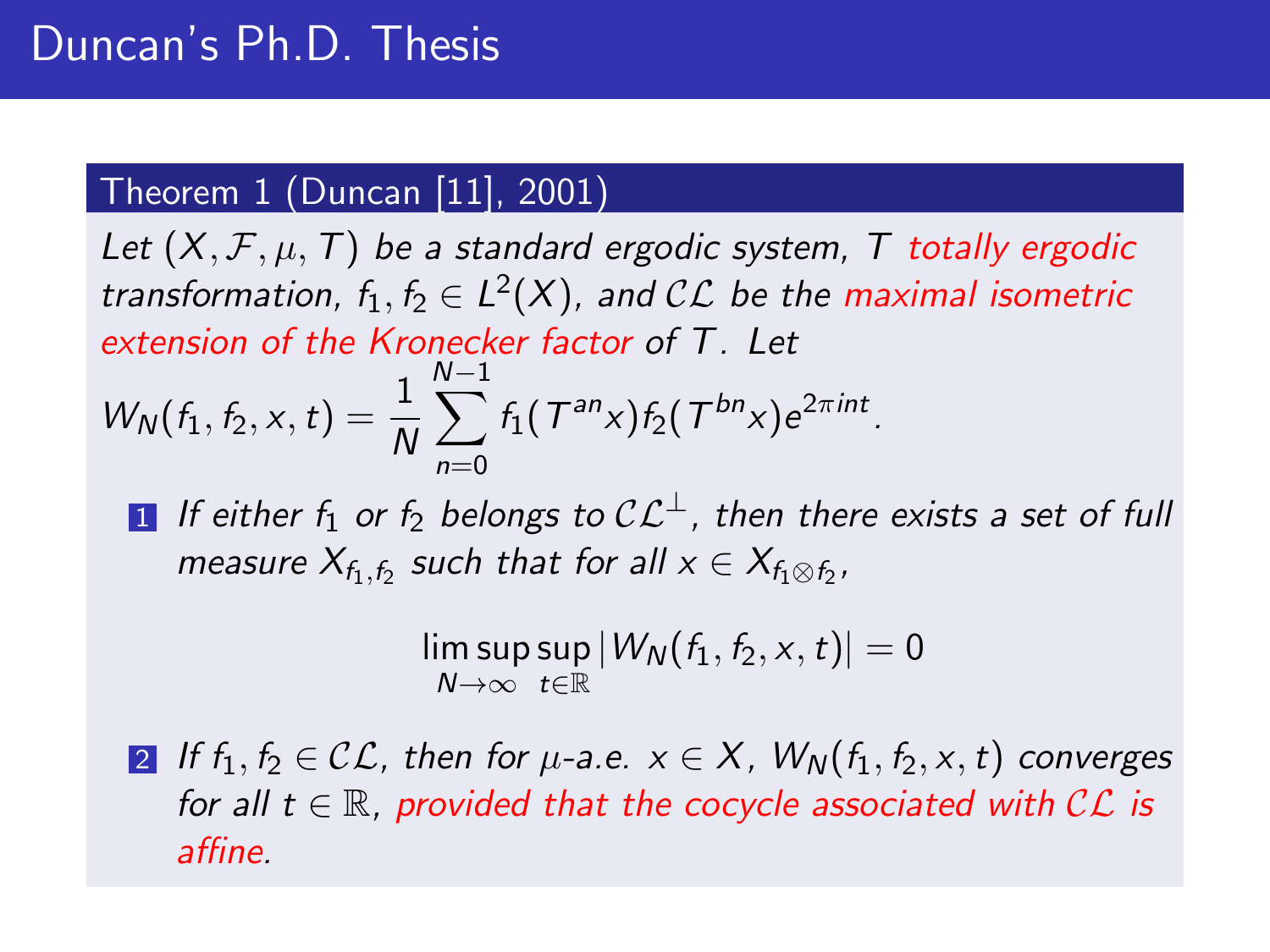# Duncan's Ph.D. Thesis

**Theorem 1 (Duncan [11], 2001)**

*Let $(X, \mathcal{F}, \mu, T)$ be a standard ergodic system, $T$ totally ergodic transformation, $f_1, f_2 \in L^2(X)$, and $\mathcal{CL}$ be the maximal isometric extension of the Kronecker factor of $T$. Let*

$$W_N(f_1, f_2, x, t) = \frac{1}{N} \sum_{n=0}^{N-1} f_1(T^{an}x) f_2(T^{bn}x) e^{2\pi i n t}.$$

1. *If either $f_1$ or $f_2$ belongs to $\mathcal{CL}^\perp$, then there exists a set of full measure $X_{f_1, f_2}$ such that for all $x \in X_{f_1 \otimes f_2}$,*

$$\limsup_{N \to \infty} \sup_{t \in \mathbb{R}} |W_N(f_1, f_2, x, t)| = 0$$

2. *If $f_1, f_2 \in \mathcal{CL}$, then for $\mu$-a.e. $x \in X$, $W_N(f_1, f_2, x, t)$ converges for all $t \in \mathbb{R}$, provided that the cocycle associated with $\mathcal{CL}$ is affine.*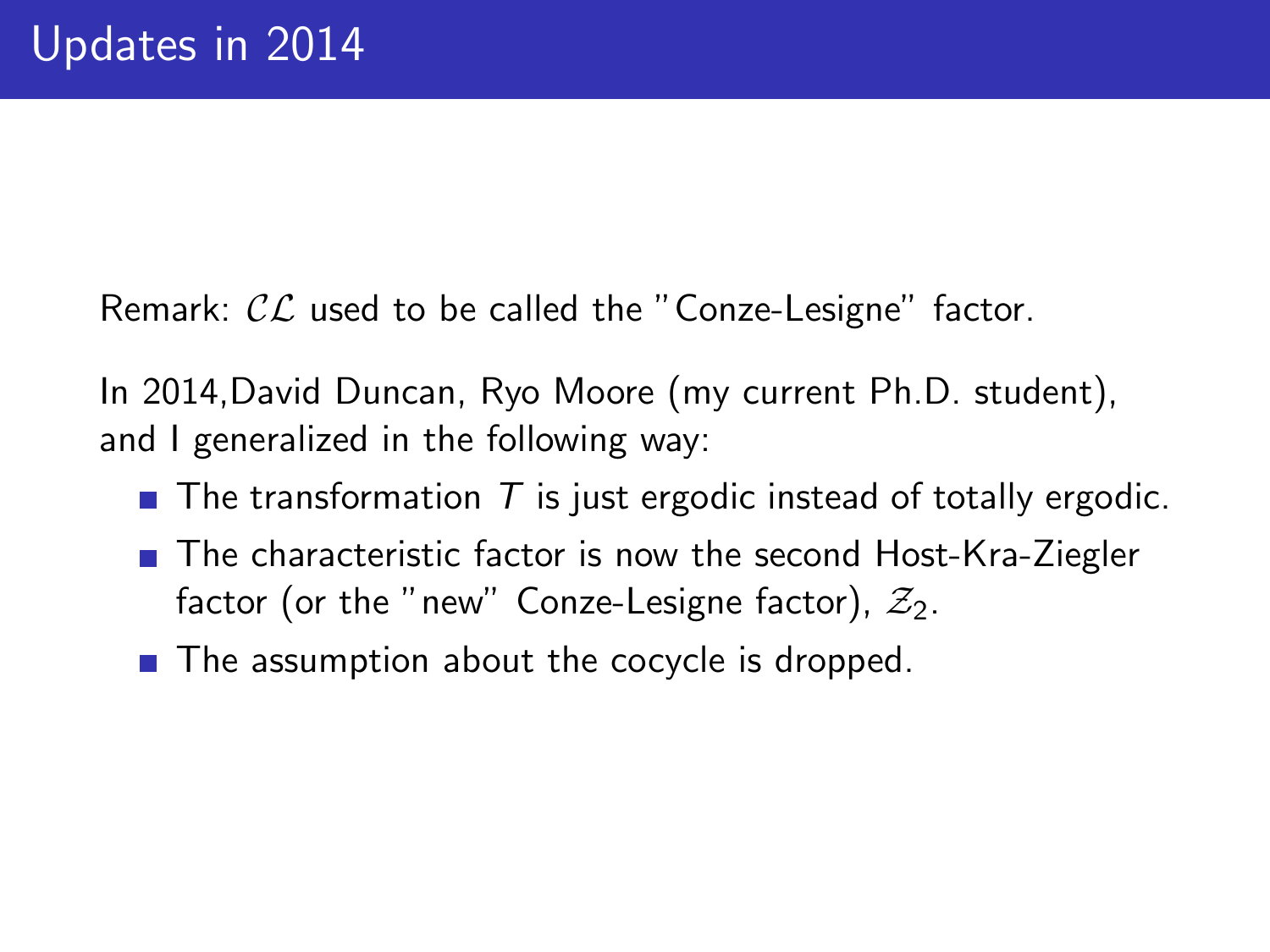# Updates in 2014

Remark: $\mathcal{CL}$ used to be called the "Conze-Lesigne" factor.

In 2014,David Duncan, Ryo Moore (my current Ph.D. student), and I generalized in the following way:

- The transformation $T$ is just ergodic instead of totally ergodic.
- The characteristic factor is now the second Host-Kra-Ziegler factor (or the "new" Conze-Lesigne factor), $\mathcal{Z}_2$.
- The assumption about the cocycle is dropped.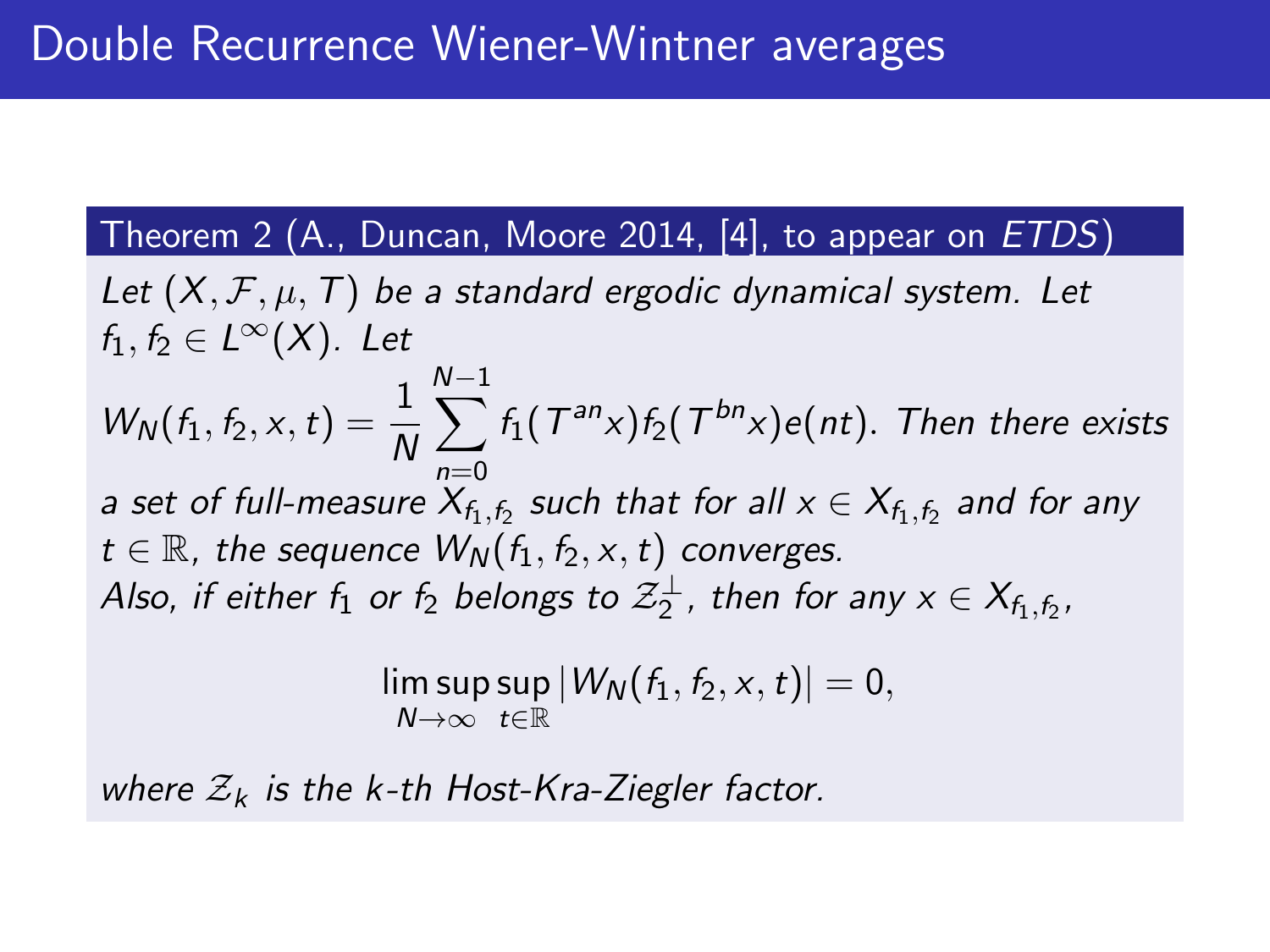# Double Recurrence Wiener-Wintner averages

**Theorem 2 (A., Duncan, Moore 2014, [4], to appear on *ETDS*)**

*Let $(X, \mathcal{F}, \mu, T)$ be a standard ergodic dynamical system. Let $f_1, f_2 \in L^\infty(X)$. Let*

$$W_N(f_1, f_2, x, t) = \frac{1}{N}\sum_{n=0}^{N-1} f_1(T^{an}x)f_2(T^{bn}x)e(nt).$$

*Then there exists a set of full-measure $X_{f_1,f_2}$ such that for all $x \in X_{f_1,f_2}$ and for any $t \in \mathbb{R}$, the sequence $W_N(f_1, f_2, x, t)$ converges.*
*Also, if either $f_1$ or $f_2$ belongs to $\mathcal{Z}_2^\perp$, then for any $x \in X_{f_1,f_2}$,*

$$\limsup_{N\to\infty} \sup_{t\in\mathbb{R}} |W_N(f_1, f_2, x, t)| = 0,$$

*where $\mathcal{Z}_k$ is the k-th Host-Kra-Ziegler factor.*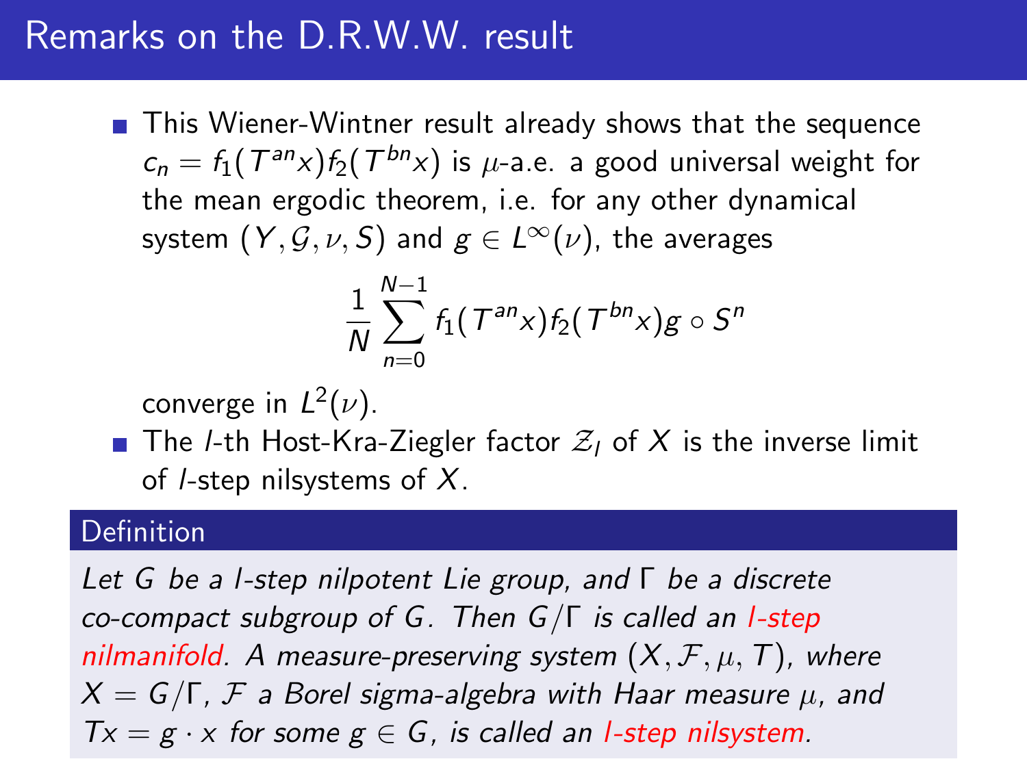# Remarks on the D.R.W.W. result

- This Wiener-Wintner result already shows that the sequence $c_n = f_1(T^{an}x)f_2(T^{bn}x)$ is $\mu$-a.e. a good universal weight for the mean ergodic theorem, i.e. for any other dynamical system $(Y, \mathcal{G}, \nu, S)$ and $g \in L^\infty(\nu)$, the averages

$$\frac{1}{N}\sum_{n=0}^{N-1} f_1(T^{an}x)f_2(T^{bn}x)g \circ S^n$$

  converge in $L^2(\nu)$.
- The $l$-th Host-Kra-Ziegler factor $\mathcal{Z}_l$ of $X$ is the inverse limit of $l$-step nilsystems of $X$.

## Definition

*Let $G$ be a $l$-step nilpotent Lie group, and $\Gamma$ be a discrete co-compact subgroup of $G$. Then $G/\Gamma$ is called an $l$-step nilmanifold. A measure-preserving system $(X, \mathcal{F}, \mu, T)$, where $X = G/\Gamma$, $\mathcal{F}$ a Borel sigma-algebra with Haar measure $\mu$, and $Tx = g \cdot x$ for some $g \in G$, is called an $l$-step nilsystem.*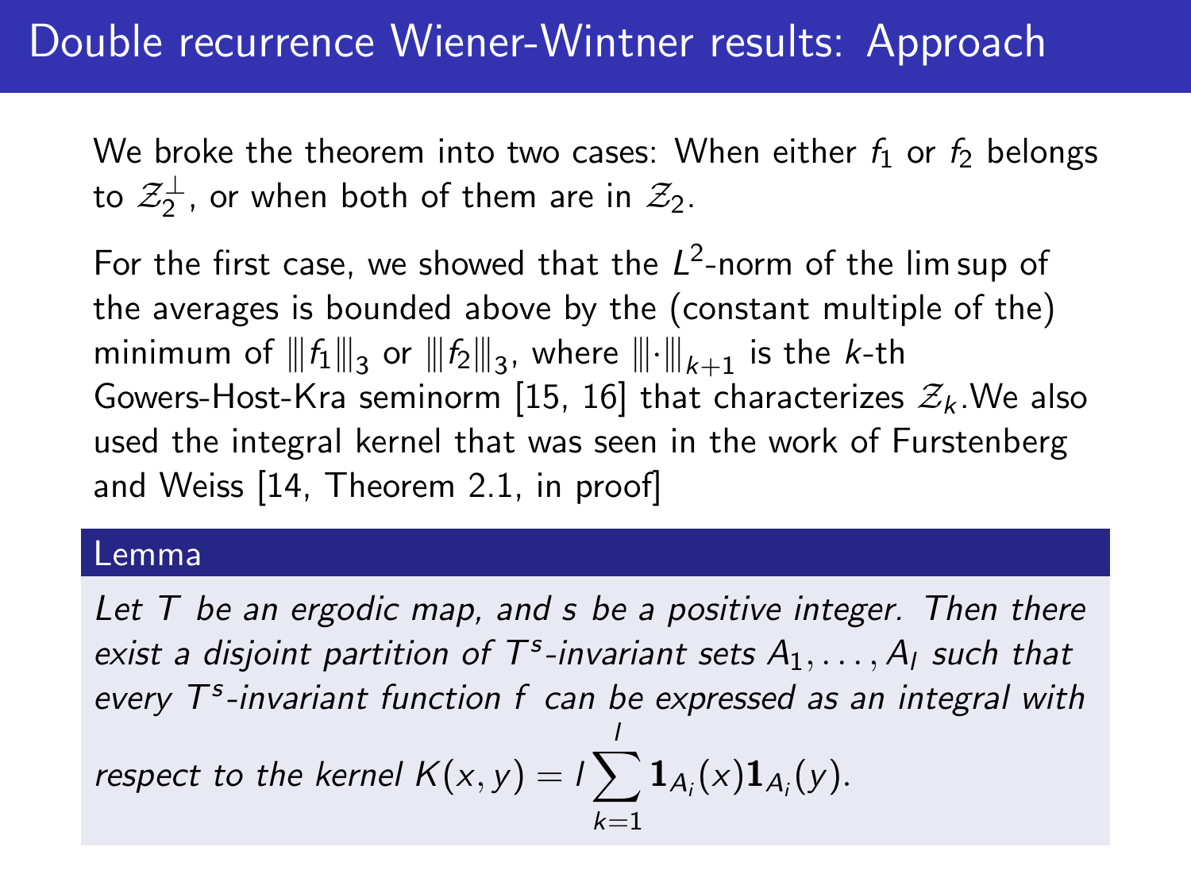# Double recurrence Wiener-Wintner results: Approach

We broke the theorem into two cases: When either $f_1$ or $f_2$ belongs to $\mathcal{Z}_2^{\perp}$, or when both of them are in $\mathcal{Z}_2$.

For the first case, we showed that the $L^2$-norm of the lim sup of the averages is bounded above by the (constant multiple of the) minimum of $|||f_1|||_3$ or $|||f_2|||_3$, where $|||\cdot|||_{k+1}$ is the $k$-th Gowers-Host-Kra seminorm [15, 16] that characterizes $\mathcal{Z}_k$.We also used the integral kernel that was seen in the work of Furstenberg and Weiss [14, Theorem 2.1, in proof]

**Lemma**

*Let $T$ be an ergodic map, and $s$ be a positive integer. Then there exist a disjoint partition of $T^s$-invariant sets $A_1, \ldots, A_l$ such that every $T^s$-invariant function $f$ can be expressed as an integral with respect to the kernel $K(x, y) = l \sum_{k=1}^{l} \mathbf{1}_{A_i}(x)\mathbf{1}_{A_i}(y)$.*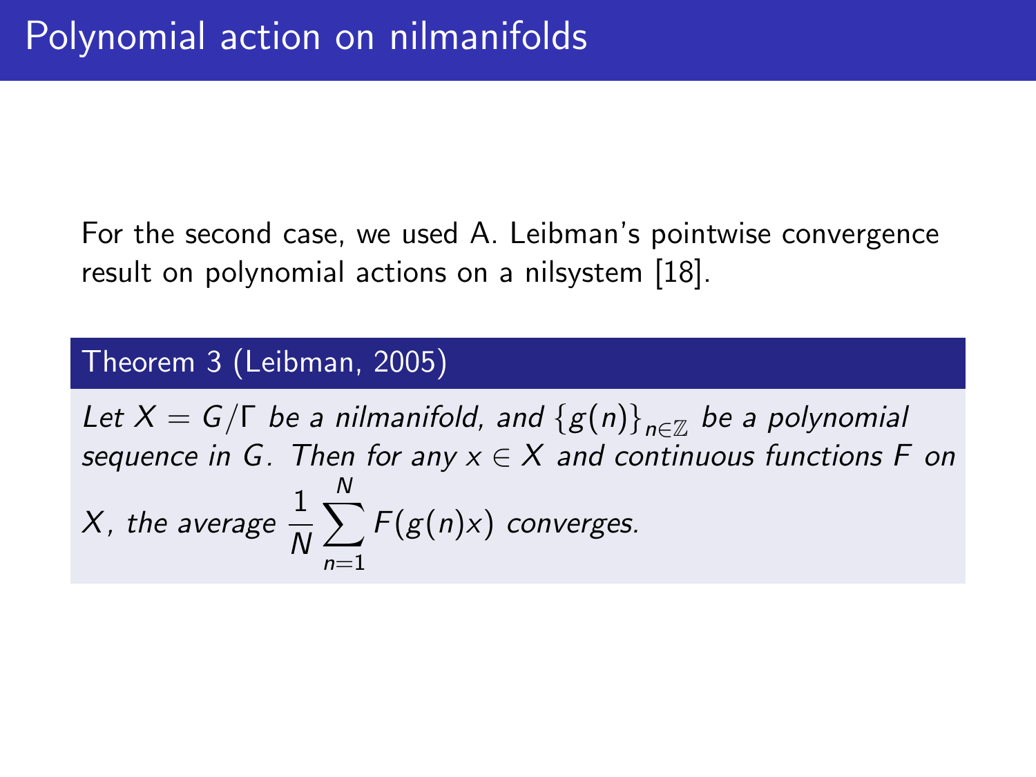# Polynomial action on nilmanifolds

For the second case, we used A. Leibman's pointwise convergence result on polynomial actions on a nilsystem [18].

**Theorem 3 (Leibman, 2005)**

*Let $X = G/\Gamma$ be a nilmanifold, and $\{g(n)\}_{n\in\mathbb{Z}}$ be a polynomial sequence in $G$. Then for any $x \in X$ and continuous functions $F$ on $X$, the average $\frac{1}{N}\sum_{n=1}^{N} F(g(n)x)$ converges.*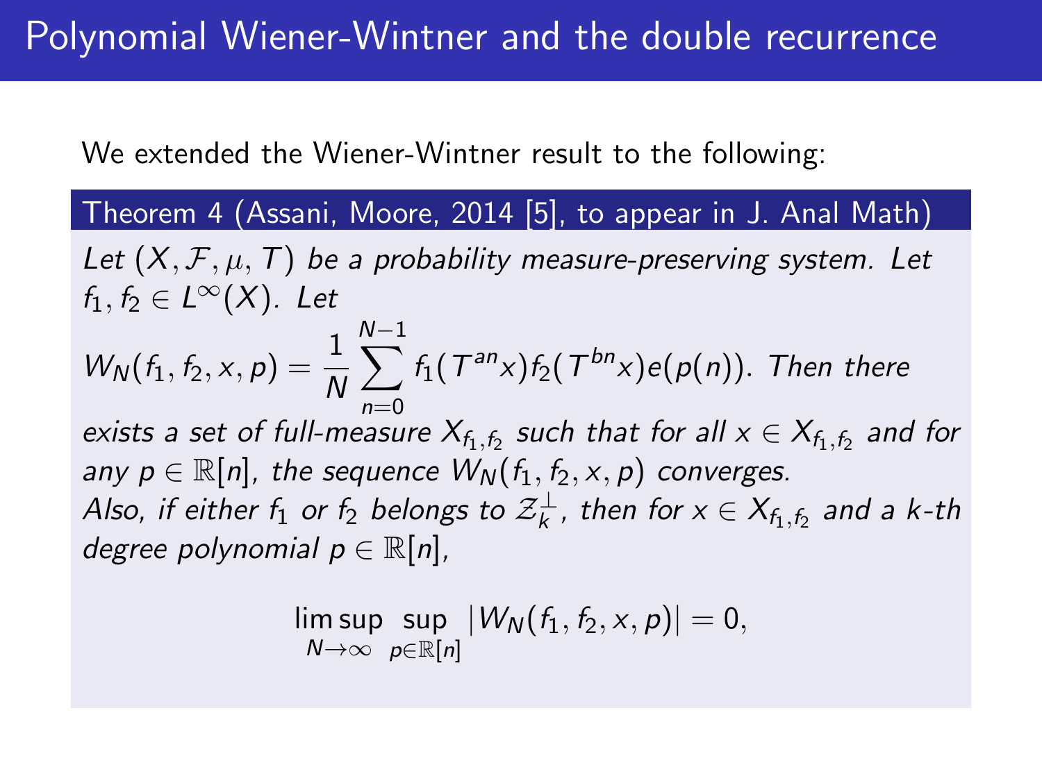# Polynomial Wiener-Wintner and the double recurrence

We extended the Wiener-Wintner result to the following:

**Theorem 4 (Assani, Moore, 2014 [5], to appear in J. Anal Math)**

*Let $(X, \mathcal{F}, \mu, T)$ be a probability measure-preserving system. Let $f_1, f_2 \in L^\infty(X)$. Let*

$$W_N(f_1, f_2, x, p) = \frac{1}{N} \sum_{n=0}^{N-1} f_1(T^{an}x) f_2(T^{bn}x) e(p(n)).$$

*Then there exists a set of full-measure $X_{f_1,f_2}$ such that for all $x \in X_{f_1,f_2}$ and for any $p \in \mathbb{R}[n]$, the sequence $W_N(f_1, f_2, x, p)$ converges.*

*Also, if either $f_1$ or $f_2$ belongs to $\mathcal{Z}_k^\perp$, then for $x \in X_{f_1,f_2}$ and a k-th degree polynomial $p \in \mathbb{R}[n]$,*

$$\limsup_{N \to \infty} \sup_{p \in \mathbb{R}[n]} |W_N(f_1, f_2, x, p)| = 0,$$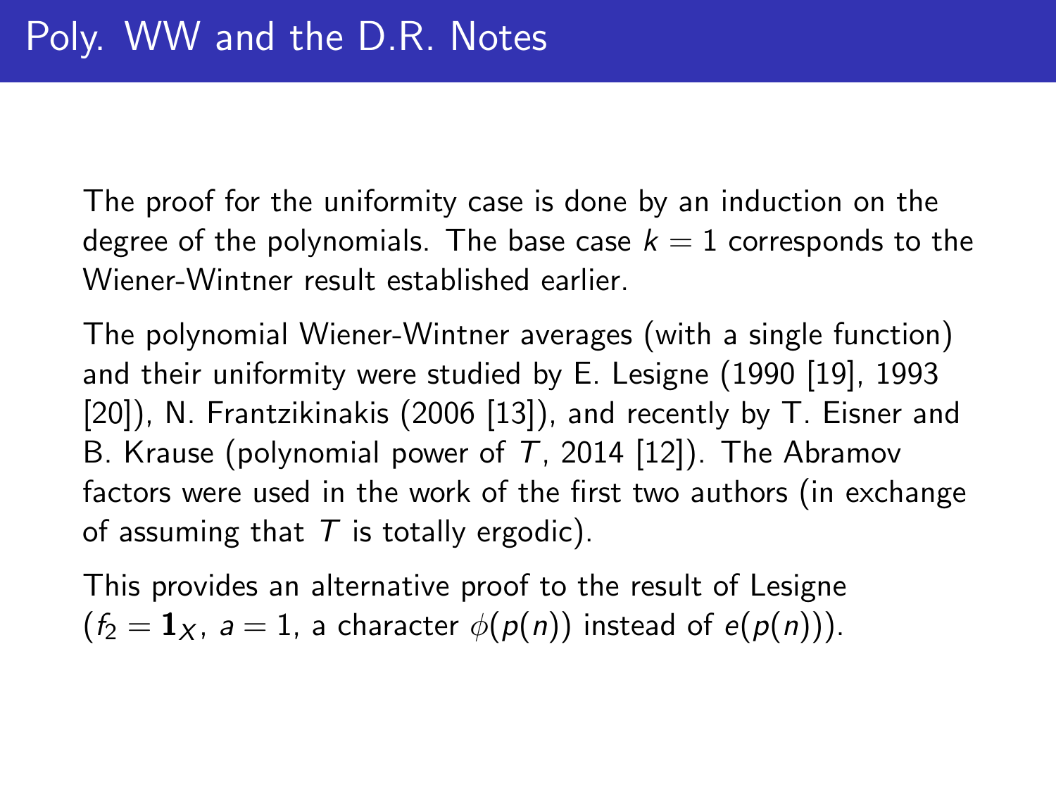# Poly. WW and the D.R. Notes

The proof for the uniformity case is done by an induction on the degree of the polynomials. The base case $k = 1$ corresponds to the Wiener-Wintner result established earlier.

The polynomial Wiener-Wintner averages (with a single function) and their uniformity were studied by E. Lesigne (1990 [19], 1993 [20]), N. Frantzikinakis (2006 [13]), and recently by T. Eisner and B. Krause (polynomial power of $T$, 2014 [12]). The Abramov factors were used in the work of the first two authors (in exchange of assuming that $T$ is totally ergodic).

This provides an alternative proof to the result of Lesigne ($f_2 = \mathbf{1}_X$, $a = 1$, a character $\phi(p(n))$ instead of $e(p(n))$).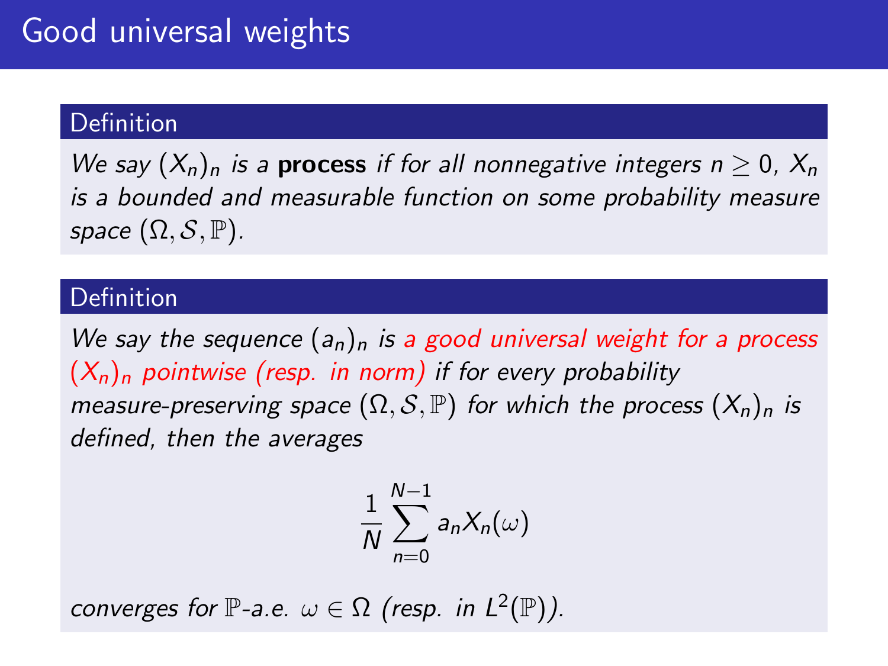# Good universal weights

**Definition**

*We say $(X_n)_n$ is a* **process** *if for all nonnegative integers $n \geq 0$, $X_n$ is a bounded and measurable function on some probability measure space $(\Omega, \mathcal{S}, \mathbb{P})$.*

**Definition**

*We say the sequence $(a_n)_n$ is a good universal weight for a process $(X_n)_n$ pointwise (resp. in norm) if for every probability measure-preserving space $(\Omega, \mathcal{S}, \mathbb{P})$ for which the process $(X_n)_n$ is defined, then the averages*

$$\frac{1}{N} \sum_{n=0}^{N-1} a_n X_n(\omega)$$

*converges for $\mathbb{P}$-a.e. $\omega \in \Omega$ (resp. in $L^2(\mathbb{P})$).*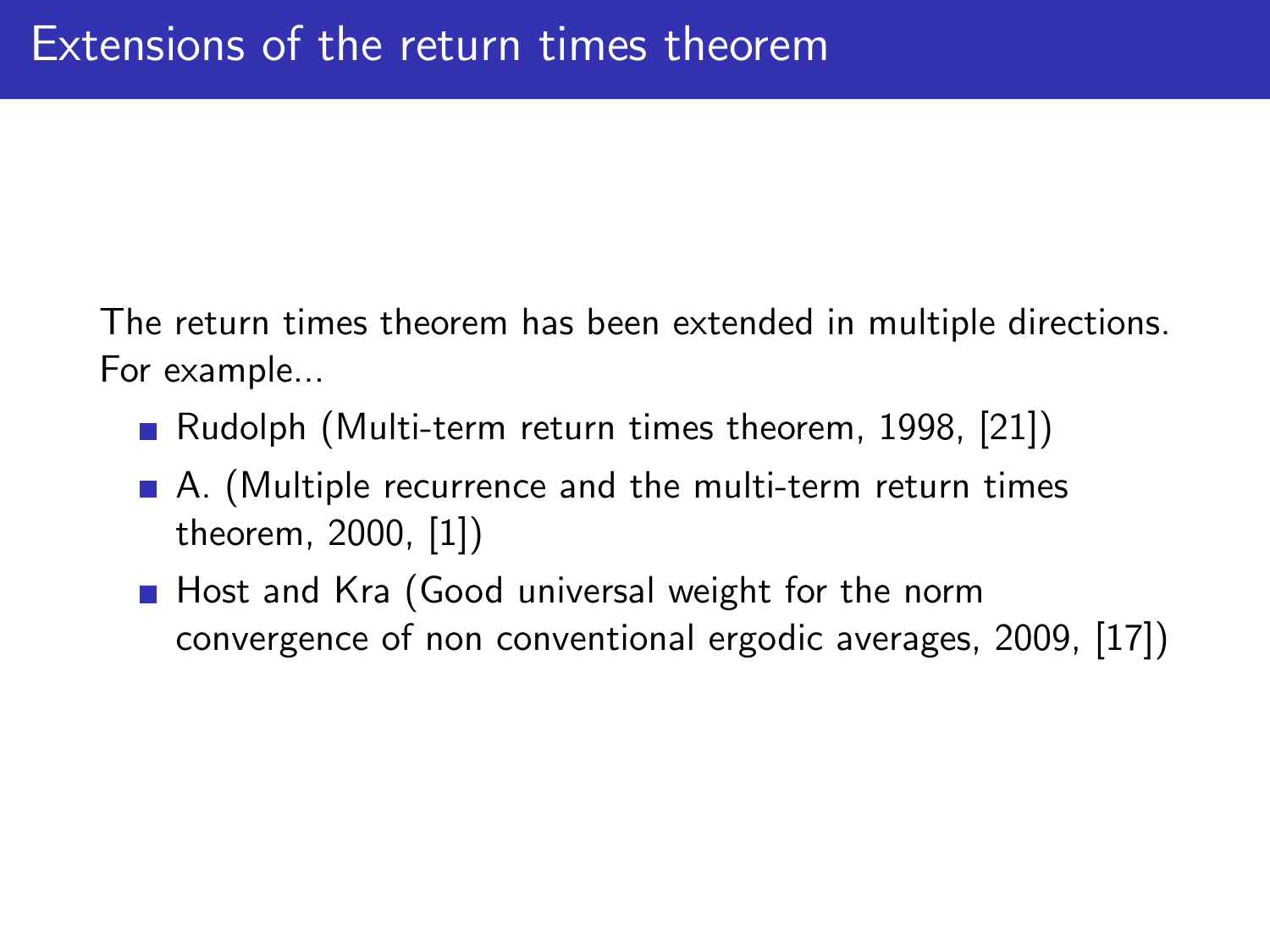# Extensions of the return times theorem

The return times theorem has been extended in multiple directions. For example...

- Rudolph (Multi-term return times theorem, 1998, [21])
- A. (Multiple recurrence and the multi-term return times theorem, 2000, [1])
- Host and Kra (Good universal weight for the norm convergence of non conventional ergodic averages, 2009, [17])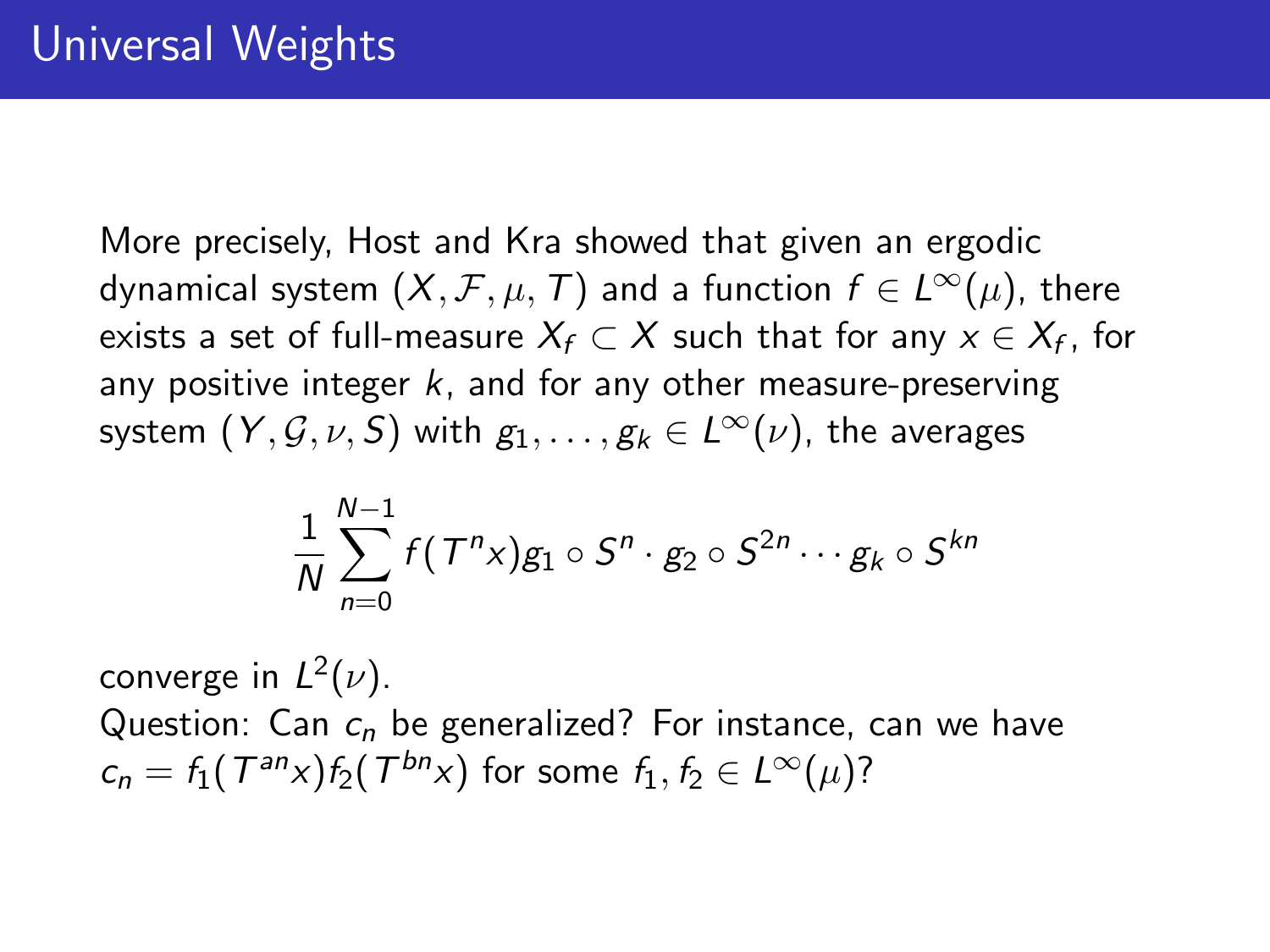# Universal Weights

More precisely, Host and Kra showed that given an ergodic dynamical system $(X, \mathcal{F}, \mu, T)$ and a function $f \in L^\infty(\mu)$, there exists a set of full-measure $X_f \subset X$ such that for any $x \in X_f$, for any positive integer $k$, and for any other measure-preserving system $(Y, \mathcal{G}, \nu, S)$ with $g_1, \ldots, g_k \in L^\infty(\nu)$, the averages

$$\frac{1}{N} \sum_{n=0}^{N-1} f(T^n x) g_1 \circ S^n \cdot g_2 \circ S^{2n} \cdots g_k \circ S^{kn}$$

converge in $L^2(\nu)$.

Question: Can $c_n$ be generalized? For instance, can we have $c_n = f_1(T^{an}x) f_2(T^{bn}x)$ for some $f_1, f_2 \in L^\infty(\mu)$?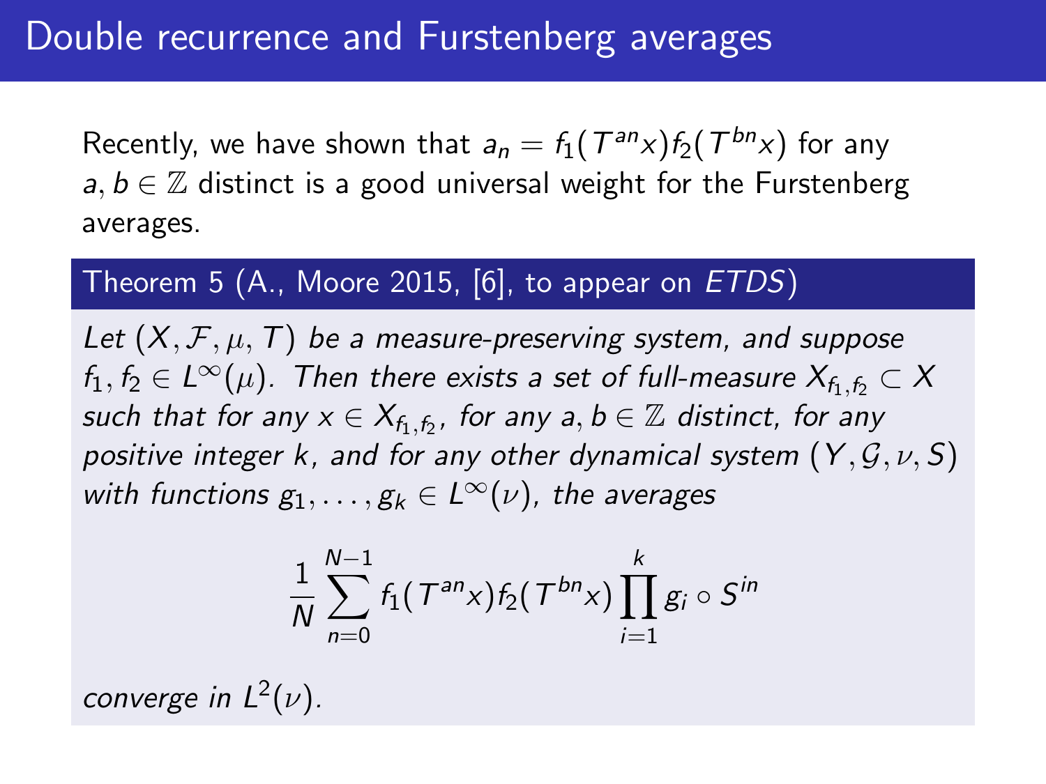# Double recurrence and Furstenberg averages

Recently, we have shown that $a_n = f_1(T^{an}x)f_2(T^{bn}x)$ for any $a, b \in \mathbb{Z}$ distinct is a good universal weight for the Furstenberg averages.

**Theorem 5 (A., Moore 2015, [6], to appear on *ETDS*)**

*Let $(X, \mathcal{F}, \mu, T)$ be a measure-preserving system, and suppose $f_1, f_2 \in L^\infty(\mu)$. Then there exists a set of full-measure $X_{f_1,f_2} \subset X$ such that for any $x \in X_{f_1,f_2}$, for any $a, b \in \mathbb{Z}$ distinct, for any positive integer $k$, and for any other dynamical system $(Y, \mathcal{G}, \nu, S)$ with functions $g_1, \ldots, g_k \in L^\infty(\nu)$, the averages*

$$\frac{1}{N}\sum_{n=0}^{N-1} f_1(T^{an}x)f_2(T^{bn}x)\prod_{i=1}^{k} g_i \circ S^{in}$$

*converge in $L^2(\nu)$.*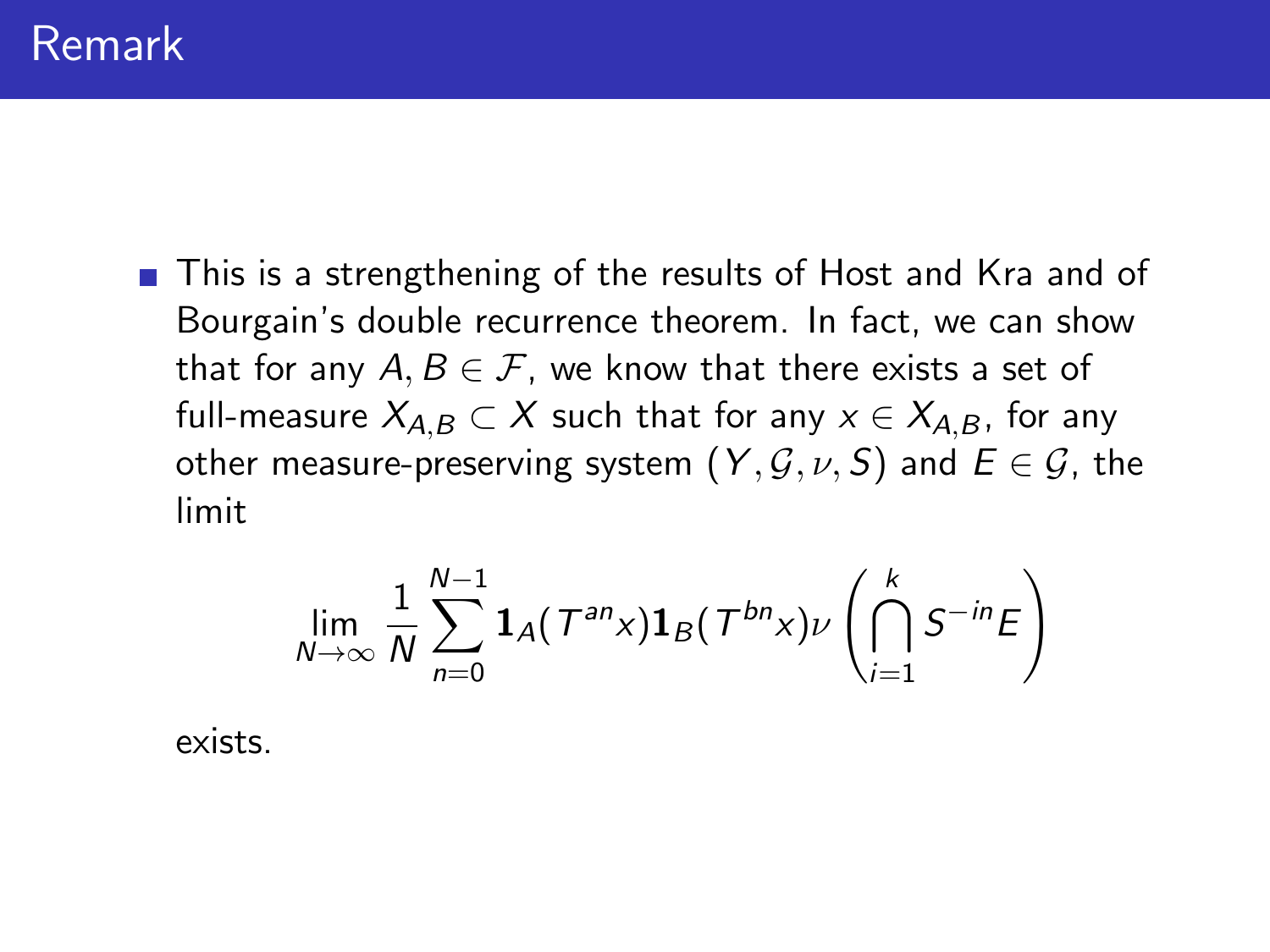# Remark

- This is a strengthening of the results of Host and Kra and of Bourgain's double recurrence theorem. In fact, we can show that for any $A, B \in \mathcal{F}$, we know that there exists a set of full-measure $X_{A,B} \subset X$ such that for any $x \in X_{A,B}$, for any other measure-preserving system $(Y, \mathcal{G}, \nu, S)$ and $E \in \mathcal{G}$, the limit

$$\lim_{N\to\infty} \frac{1}{N} \sum_{n=0}^{N-1} \mathbf{1}_A(T^{an}x)\mathbf{1}_B(T^{bn}x)\nu\left(\bigcap_{i=1}^{k} S^{-in}E\right)$$

exists.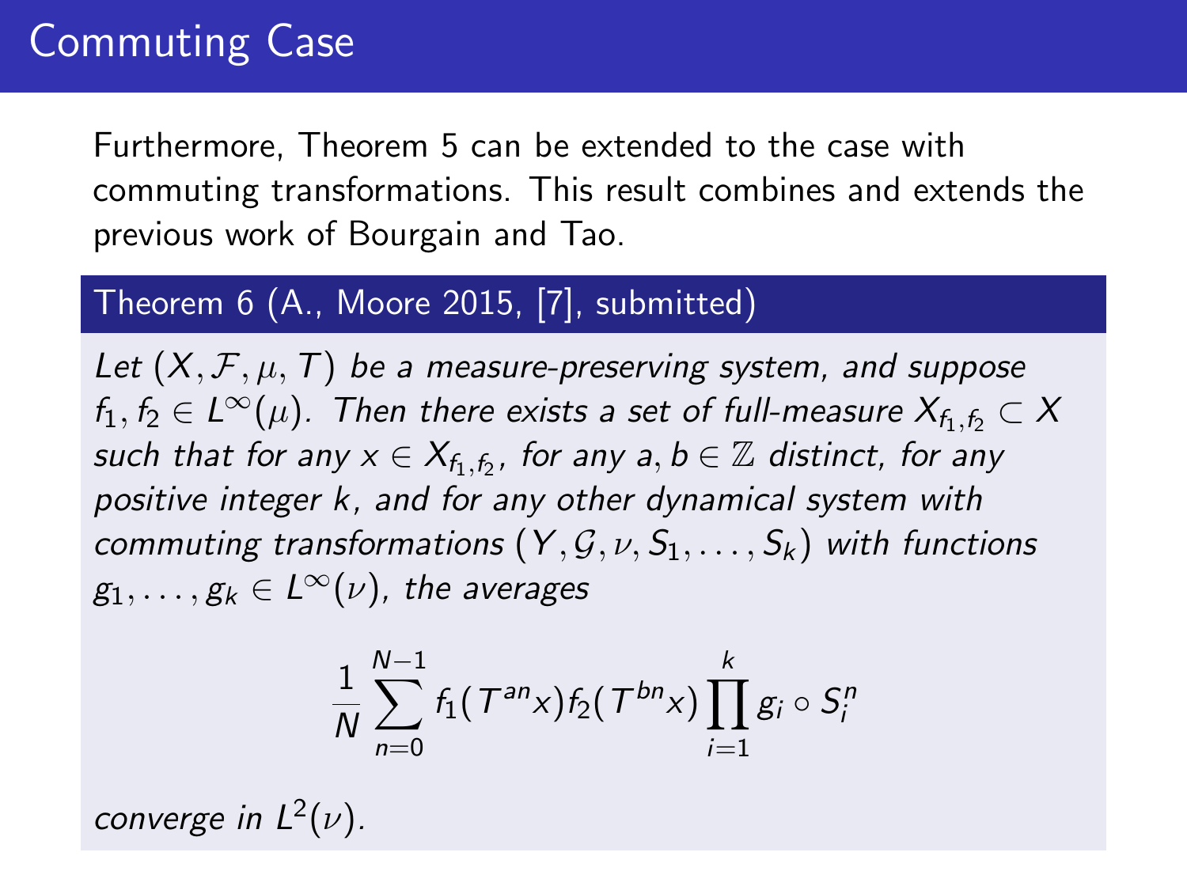# Commuting Case

Furthermore, Theorem 5 can be extended to the case with commuting transformations. This result combines and extends the previous work of Bourgain and Tao.

**Theorem 6 (A., Moore 2015, [7], submitted)**

*Let $(X, \mathcal{F}, \mu, T)$ be a measure-preserving system, and suppose $f_1, f_2 \in L^\infty(\mu)$. Then there exists a set of full-measure $X_{f_1,f_2} \subset X$ such that for any $x \in X_{f_1,f_2}$, for any $a, b \in \mathbb{Z}$ distinct, for any positive integer $k$, and for any other dynamical system with commuting transformations $(Y, \mathcal{G}, \nu, S_1, \ldots, S_k)$ with functions $g_1, \ldots, g_k \in L^\infty(\nu)$, the averages*

$$\frac{1}{N} \sum_{n=0}^{N-1} f_1(T^{an}x) f_2(T^{bn}x) \prod_{i=1}^{k} g_i \circ S_i^n$$

*converge in $L^2(\nu)$.*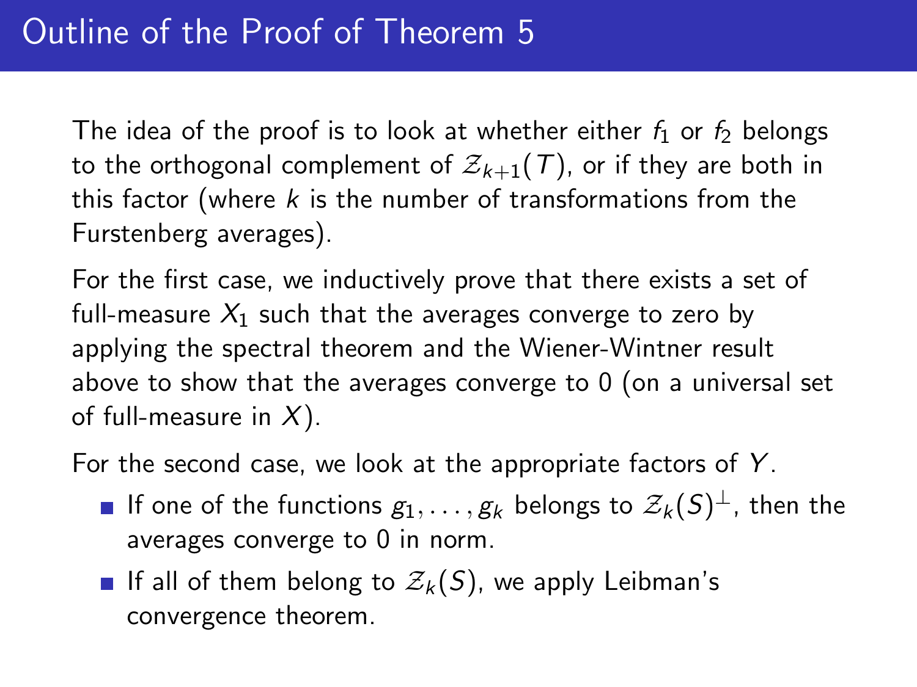# Outline of the Proof of Theorem 5

The idea of the proof is to look at whether either $f_1$ or $f_2$ belongs to the orthogonal complement of $\mathcal{Z}_{k+1}(T)$, or if they are both in this factor (where $k$ is the number of transformations from the Furstenberg averages).

For the first case, we inductively prove that there exists a set of full-measure $X_1$ such that the averages converge to zero by applying the spectral theorem and the Wiener-Wintner result above to show that the averages converge to 0 (on a universal set of full-measure in $X$).

For the second case, we look at the appropriate factors of $Y$.

- If one of the functions $g_1, \ldots, g_k$ belongs to $\mathcal{Z}_k(S)^\perp$, then the averages converge to 0 in norm.
- If all of them belong to $\mathcal{Z}_k(S)$, we apply Leibman's convergence theorem.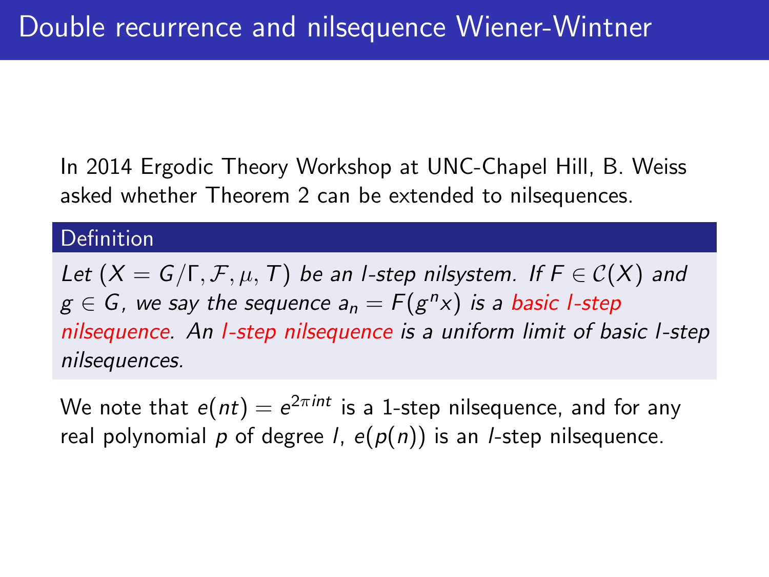# Double recurrence and nilsequence Wiener-Wintner

In 2014 Ergodic Theory Workshop at UNC-Chapel Hill, B. Weiss asked whether Theorem 2 can be extended to nilsequences.

**Definition**

*Let $(X = G/\Gamma, \mathcal{F}, \mu, T)$ be an $l$-step nilsystem. If $F \in \mathcal{C}(X)$ and $g \in G$, we say the sequence $a_n = F(g^n x)$ is a basic $l$-step nilsequence. An $l$-step nilsequence is a uniform limit of basic $l$-step nilsequences.*

We note that $e(nt) = e^{2\pi int}$ is a 1-step nilsequence, and for any real polynomial $p$ of degree $l$, $e(p(n))$ is an $l$-step nilsequence.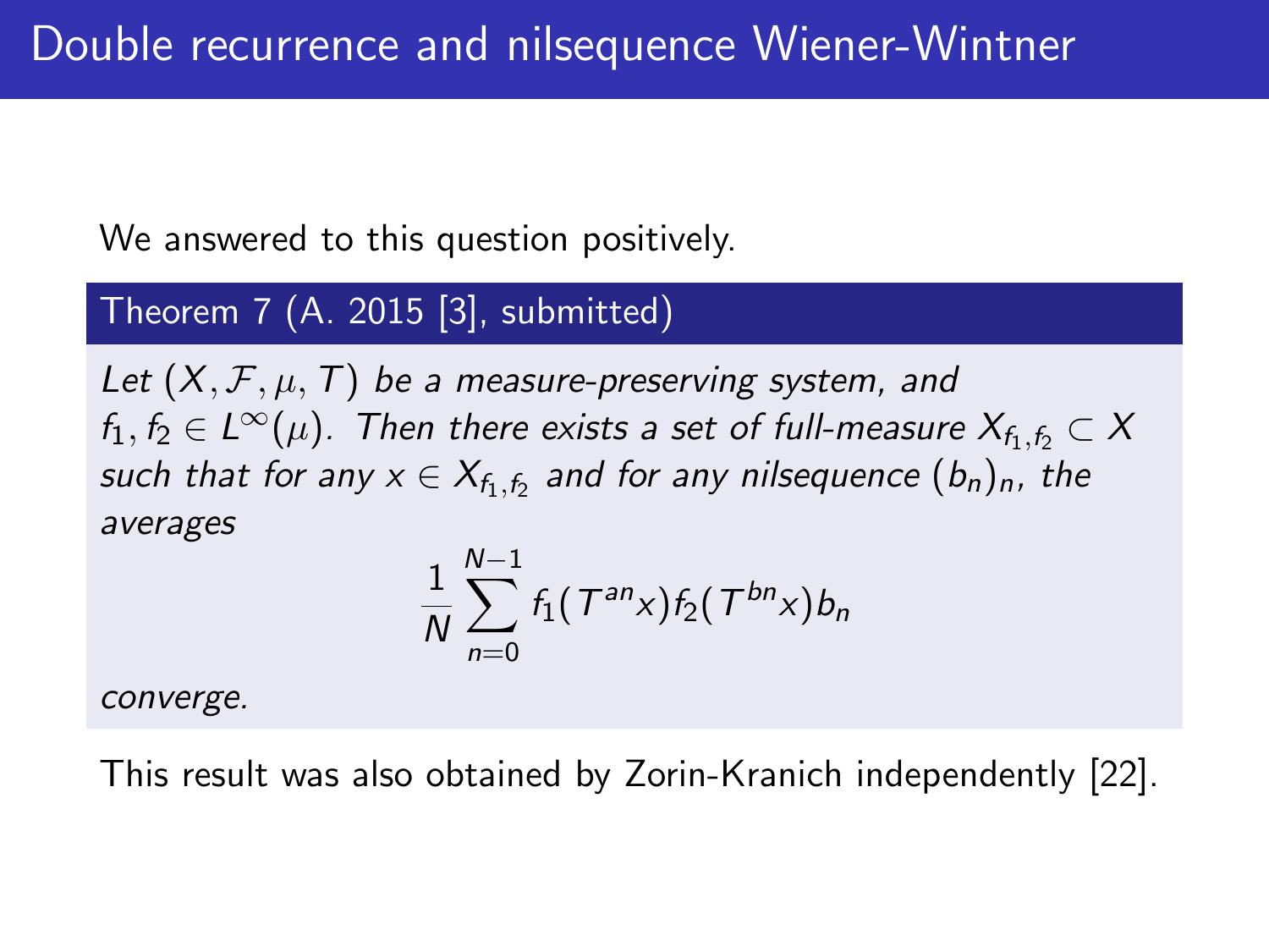# Double recurrence and nilsequence Wiener-Wintner

We answered to this question positively.

**Theorem 7 (A. 2015 [3], submitted)**

*Let $(X, \mathcal{F}, \mu, T)$ be a measure-preserving system, and $f_1, f_2 \in L^\infty(\mu)$. Then there exists a set of full-measure $X_{f_1,f_2} \subset X$ such that for any $x \in X_{f_1,f_2}$ and for any nilsequence $(b_n)_n$, the averages*

$$\frac{1}{N}\sum_{n=0}^{N-1} f_1(T^{an}x)f_2(T^{bn}x)b_n$$

*converge.*

This result was also obtained by Zorin-Kranich independently [22].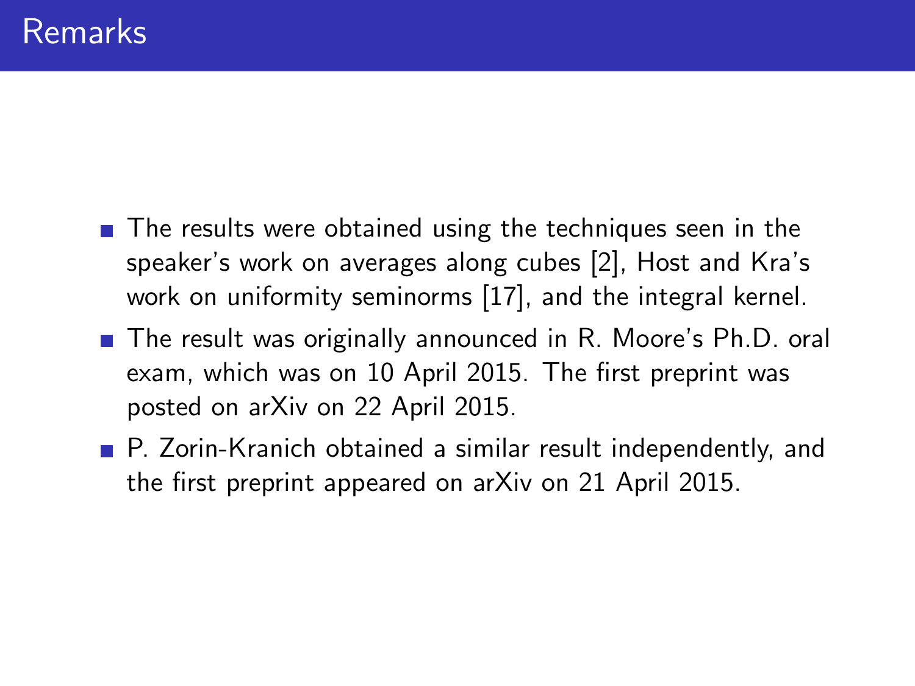# Remarks

- The results were obtained using the techniques seen in the speaker's work on averages along cubes [2], Host and Kra's work on uniformity seminorms [17], and the integral kernel.
- The result was originally announced in R. Moore's Ph.D. oral exam, which was on 10 April 2015. The first preprint was posted on arXiv on 22 April 2015.
- P. Zorin-Kranich obtained a similar result independently, and the first preprint appeared on arXiv on 21 April 2015.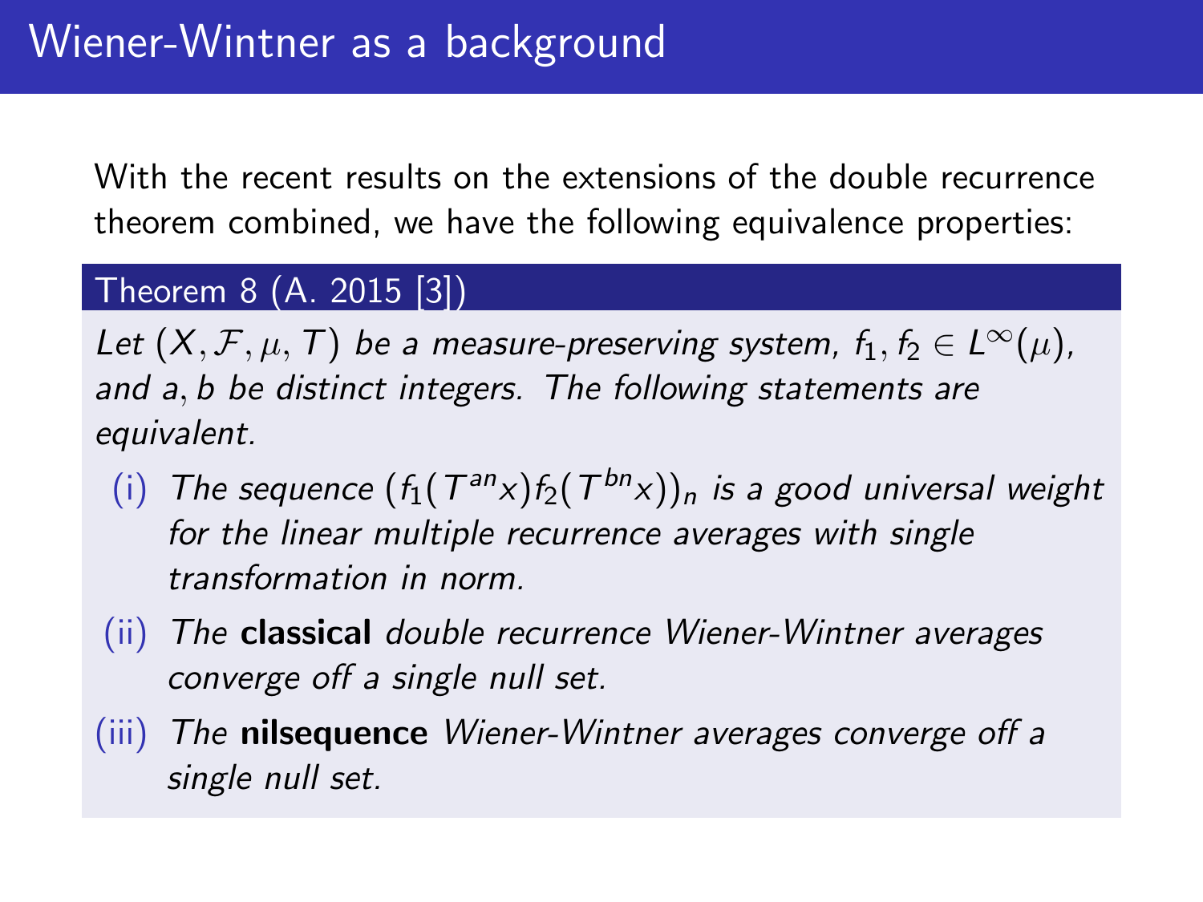# Wiener-Wintner as a background

With the recent results on the extensions of the double recurrence theorem combined, we have the following equivalence properties:

**Theorem 8 (A. 2015 [3])**

*Let $(X, \mathcal{F}, \mu, T)$ be a measure-preserving system, $f_1, f_2 \in L^\infty(\mu)$, and $a, b$ be distinct integers. The following statements are equivalent.*

- (i) *The sequence $(f_1(T^{an}x)f_2(T^{bn}x))_n$ is a good universal weight for the linear multiple recurrence averages with single transformation in norm.*
- (ii) *The* **classical** *double recurrence Wiener-Wintner averages converge off a single null set.*
- (iii) *The* **nilsequence** *Wiener-Wintner averages converge off a single null set.*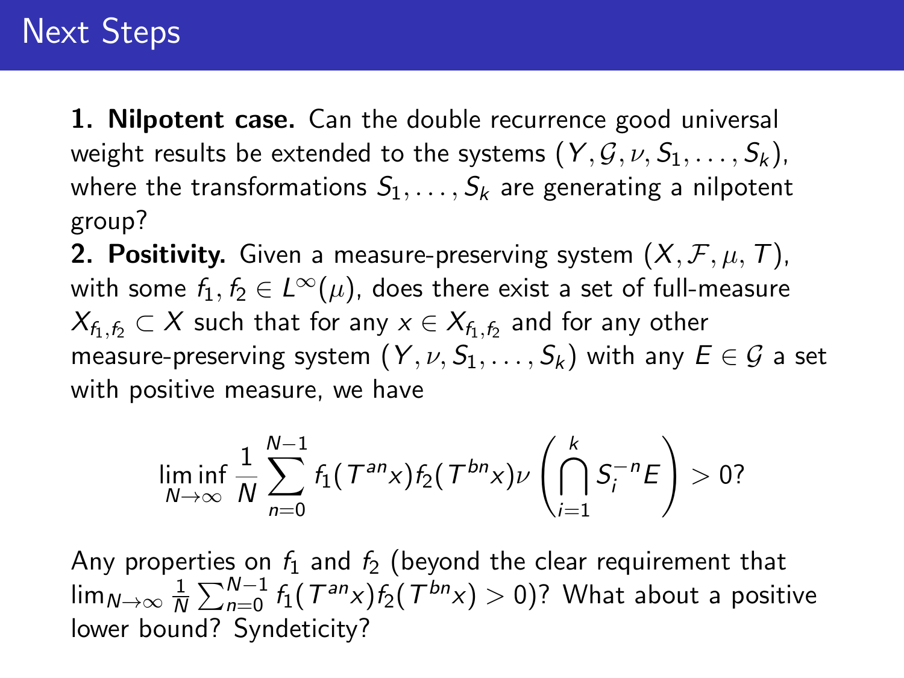# Next Steps

**1. Nilpotent case.** Can the double recurrence good universal weight results be extended to the systems $(Y, \mathcal{G}, \nu, S_1, \dots, S_k)$, where the transformations $S_1, \dots, S_k$ are generating a nilpotent group?

**2. Positivity.** Given a measure-preserving system $(X, \mathcal{F}, \mu, T)$, with some $f_1, f_2 \in L^\infty(\mu)$, does there exist a set of full-measure $X_{f_1,f_2} \subset X$ such that for any $x \in X_{f_1,f_2}$ and for any other measure-preserving system $(Y, \nu, S_1, \dots, S_k)$ with any $E \in \mathcal{G}$ a set with positive measure, we have

$$\liminf_{N\to\infty} \frac{1}{N} \sum_{n=0}^{N-1} f_1(T^{an}x) f_2(T^{bn}x) \nu\left(\bigcap_{i=1}^{k} S_i^{-n} E\right) > 0?$$

Any properties on $f_1$ and $f_2$ (beyond the clear requirement that $\lim_{N\to\infty} \frac{1}{N} \sum_{n=0}^{N-1} f_1(T^{an}x) f_2(T^{bn}x) > 0$)? What about a positive lower bound? Syndeticity?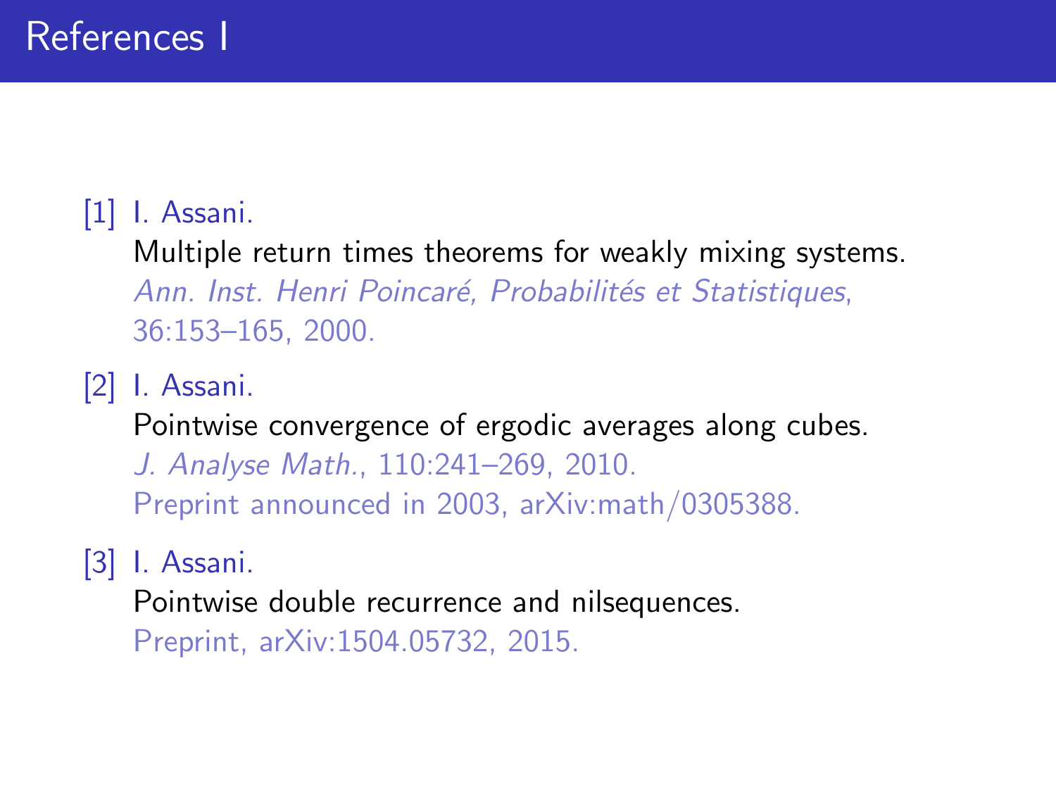# References I

[1] I. Assani.
Multiple return times theorems for weakly mixing systems.
*Ann. Inst. Henri Poincaré, Probabilités et Statistiques*, 36:153–165, 2000.

[2] I. Assani.
Pointwise convergence of ergodic averages along cubes.
*J. Analyse Math.*, 110:241–269, 2010.
Preprint announced in 2003, arXiv:math/0305388.

[3] I. Assani.
Pointwise double recurrence and nilsequences.
Preprint, arXiv:1504.05732, 2015.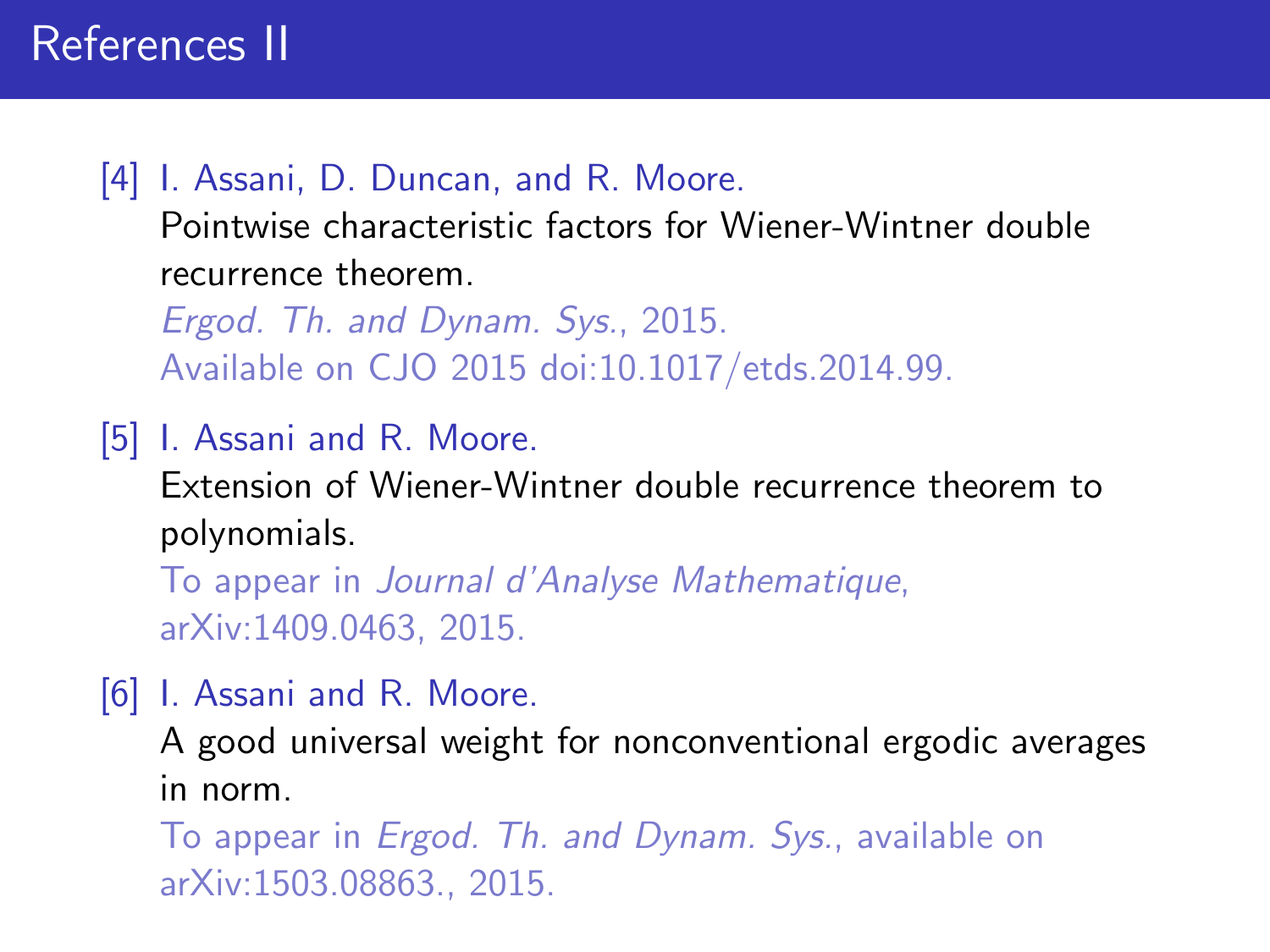# References II

[4] I. Assani, D. Duncan, and R. Moore.
Pointwise characteristic factors for Wiener-Wintner double recurrence theorem.
*Ergod. Th. and Dynam. Sys.*, 2015.
Available on CJO 2015 doi:10.1017/etds.2014.99.

[5] I. Assani and R. Moore.
Extension of Wiener-Wintner double recurrence theorem to polynomials.
To appear in *Journal d'Analyse Mathematique*, arXiv:1409.0463, 2015.

[6] I. Assani and R. Moore.
A good universal weight for nonconventional ergodic averages in norm.
To appear in *Ergod. Th. and Dynam. Sys.*, available on arXiv:1503.08863., 2015.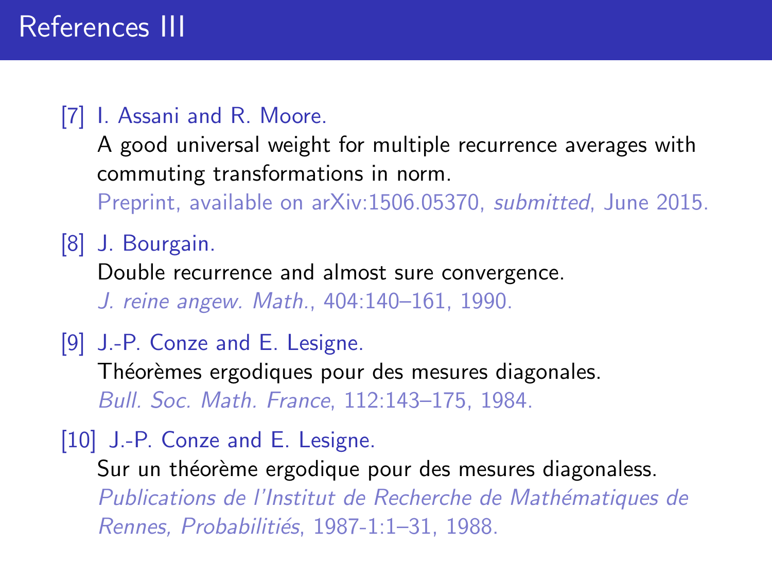# References III

[7] I. Assani and R. Moore.
A good universal weight for multiple recurrence averages with commuting transformations in norm.
Preprint, available on arXiv:1506.05370, *submitted*, June 2015.

[8] J. Bourgain.
Double recurrence and almost sure convergence.
*J. reine angew. Math.*, 404:140–161, 1990.

[9] J.-P. Conze and E. Lesigne.
Théorèmes ergodiques pour des mesures diagonales.
*Bull. Soc. Math. France*, 112:143–175, 1984.

[10] J.-P. Conze and E. Lesigne.
Sur un théorème ergodique pour des mesures diagonaless.
*Publications de l'Institut de Recherche de Mathématiques de Rennes, Probabilitiés*, 1987-1:1–31, 1988.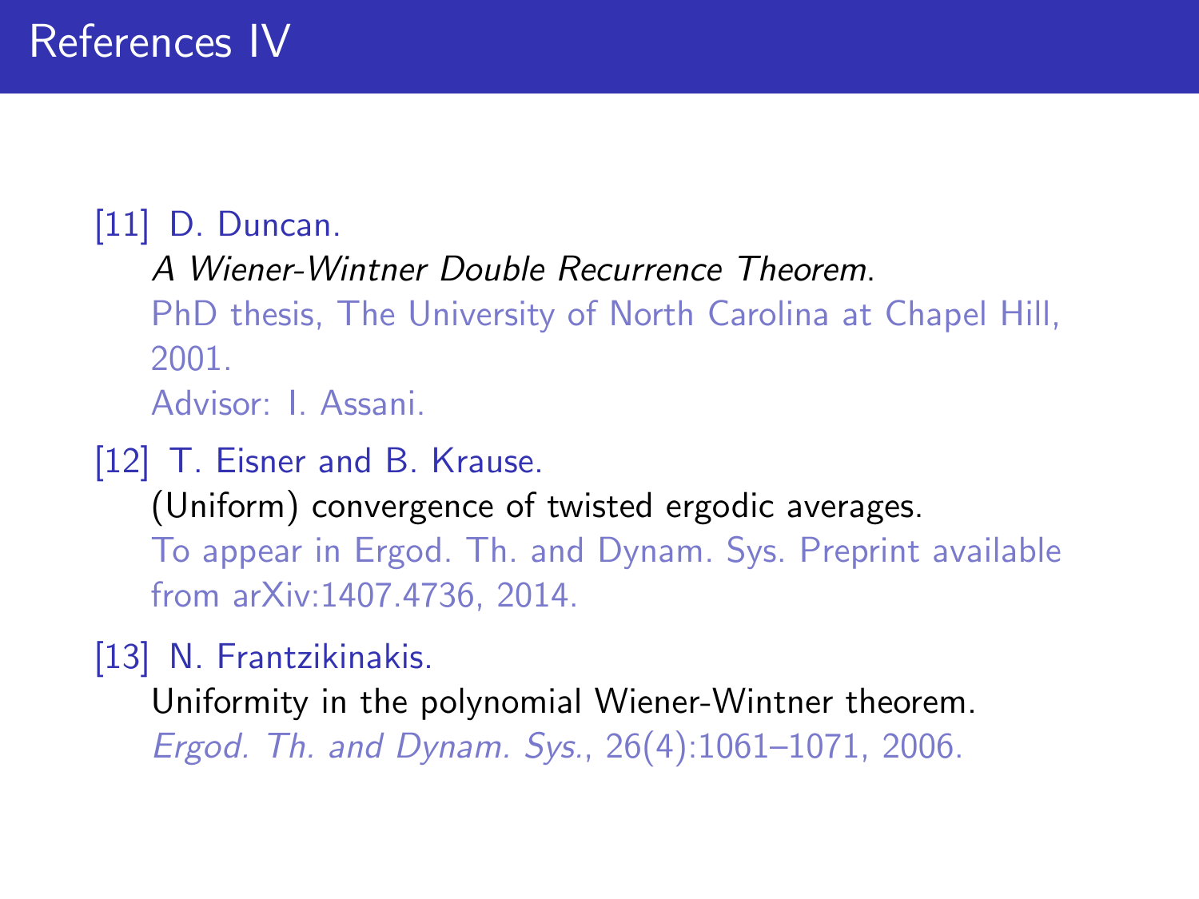# References IV

[11] D. Duncan.
*A Wiener-Wintner Double Recurrence Theorem*.
PhD thesis, The University of North Carolina at Chapel Hill, 2001.
Advisor: I. Assani.

[12] T. Eisner and B. Krause.
(Uniform) convergence of twisted ergodic averages.
To appear in Ergod. Th. and Dynam. Sys. Preprint available from arXiv:1407.4736, 2014.

[13] N. Frantzikinakis.
Uniformity in the polynomial Wiener-Wintner theorem.
*Ergod. Th. and Dynam. Sys.*, 26(4):1061–1071, 2006.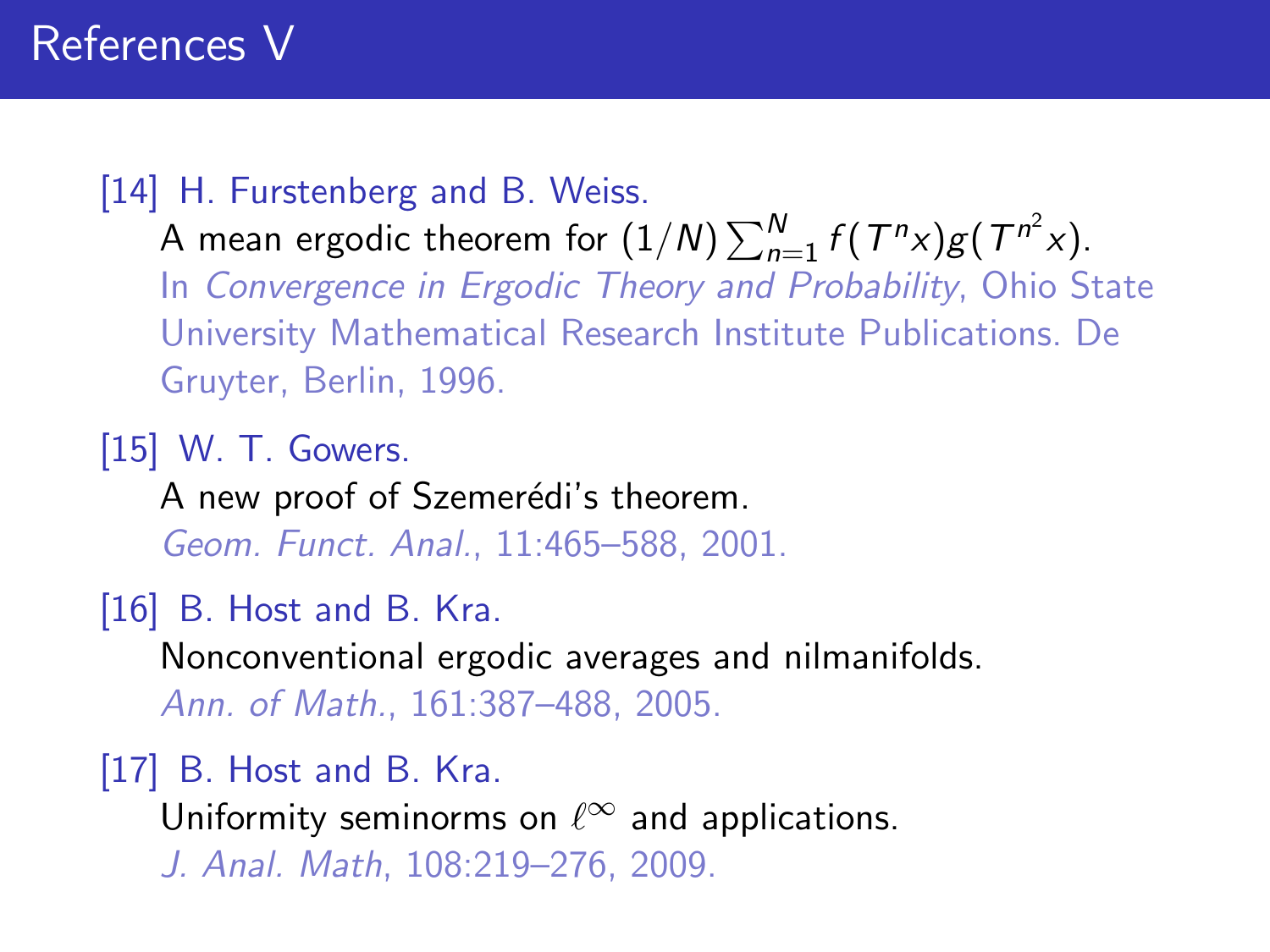# References V

[14] H. Furstenberg and B. Weiss.
A mean ergodic theorem for $(1/N)\sum_{n=1}^{N} f(T^n x)g(T^{n^2} x)$.
In *Convergence in Ergodic Theory and Probability*, Ohio State University Mathematical Research Institute Publications. De Gruyter, Berlin, 1996.

[15] W. T. Gowers.
A new proof of Szemerédi's theorem.
*Geom. Funct. Anal.*, 11:465–588, 2001.

[16] B. Host and B. Kra.
Nonconventional ergodic averages and nilmanifolds.
*Ann. of Math.*, 161:387–488, 2005.

[17] B. Host and B. Kra.
Uniformity seminorms on $\ell^\infty$ and applications.
*J. Anal. Math*, 108:219–276, 2009.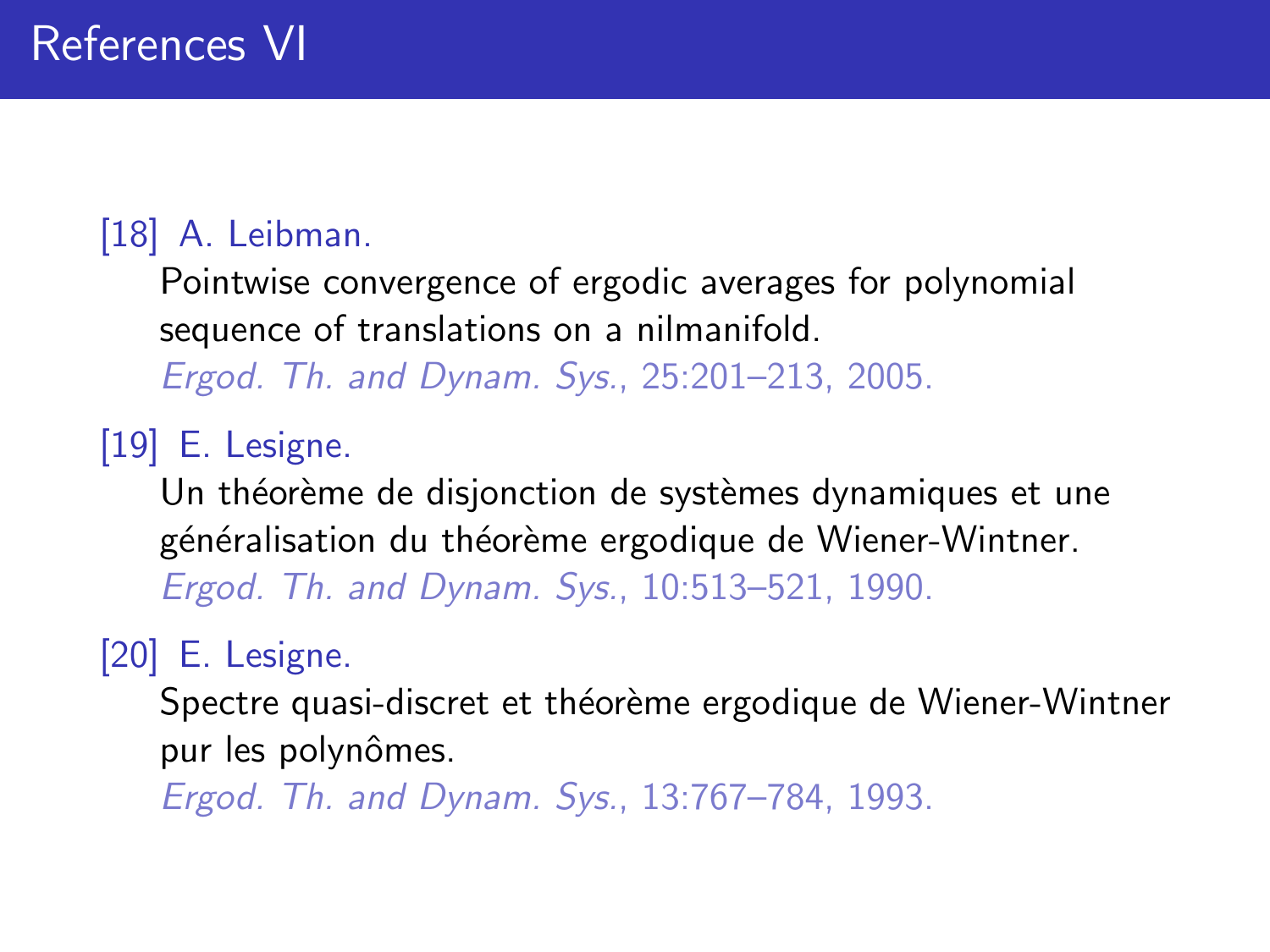# References VI

[18] A. Leibman.
Pointwise convergence of ergodic averages for polynomial sequence of translations on a nilmanifold.
*Ergod. Th. and Dynam. Sys.*, 25:201–213, 2005.

[19] E. Lesigne.
Un théorème de disjonction de systèmes dynamiques et une généralisation du théorème ergodique de Wiener-Wintner.
*Ergod. Th. and Dynam. Sys.*, 10:513–521, 1990.

[20] E. Lesigne.
Spectre quasi-discret et théorème ergodique de Wiener-Wintner pur les polynômes.
*Ergod. Th. and Dynam. Sys.*, 13:767–784, 1993.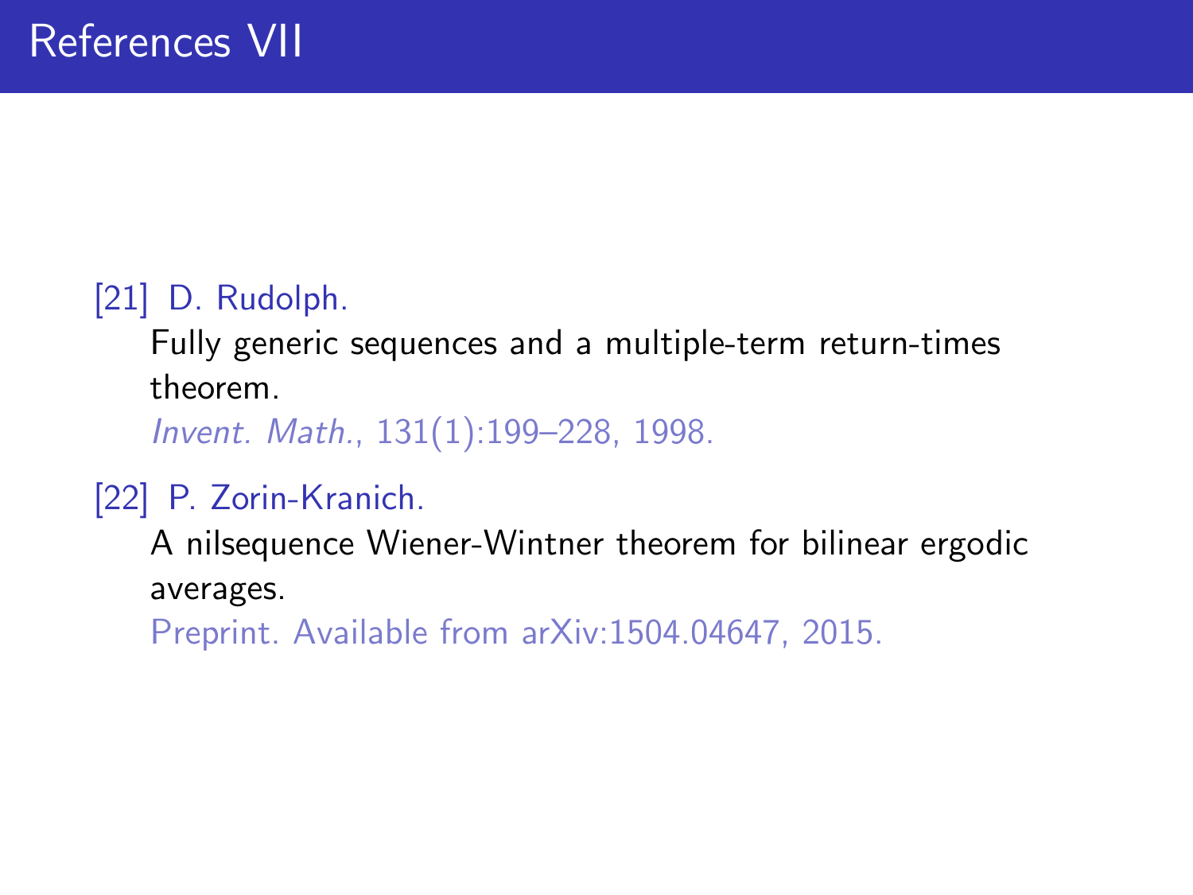# References VII

[21] D. Rudolph.
Fully generic sequences and a multiple-term return-times theorem.
*Invent. Math.*, 131(1):199–228, 1998.

[22] P. Zorin-Kranich.
A nilsequence Wiener-Wintner theorem for bilinear ergodic averages.
Preprint. Available from arXiv:1504.04647, 2015.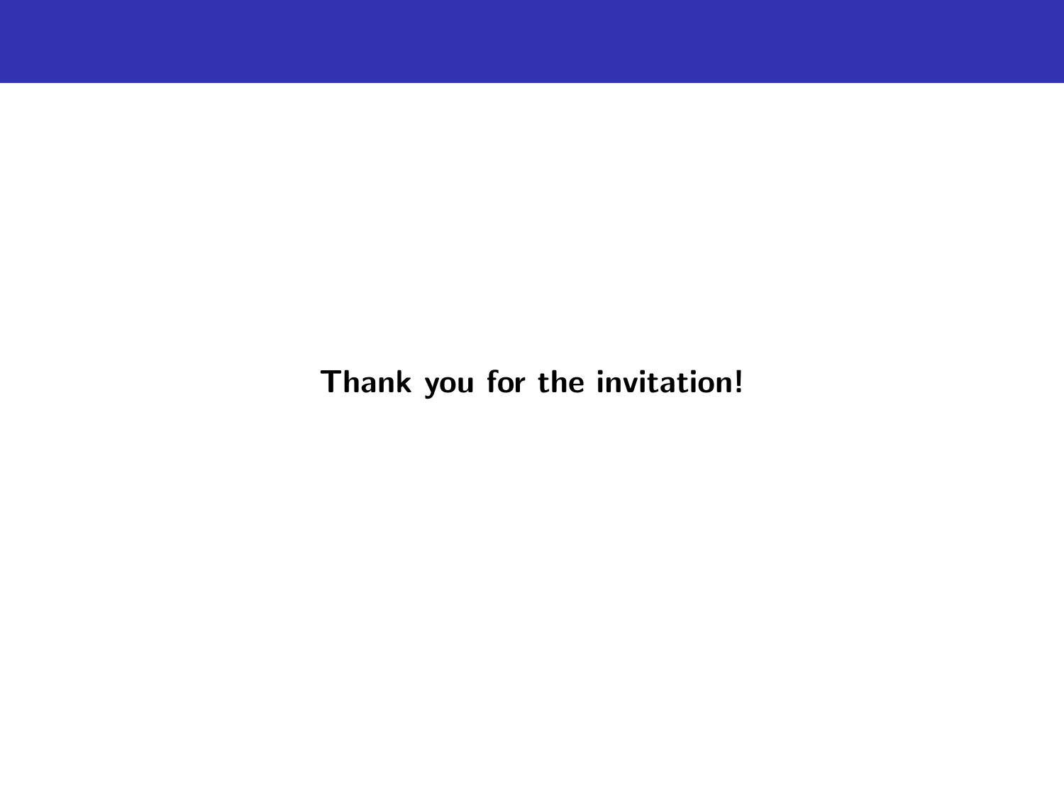**Thank you for the invitation!**